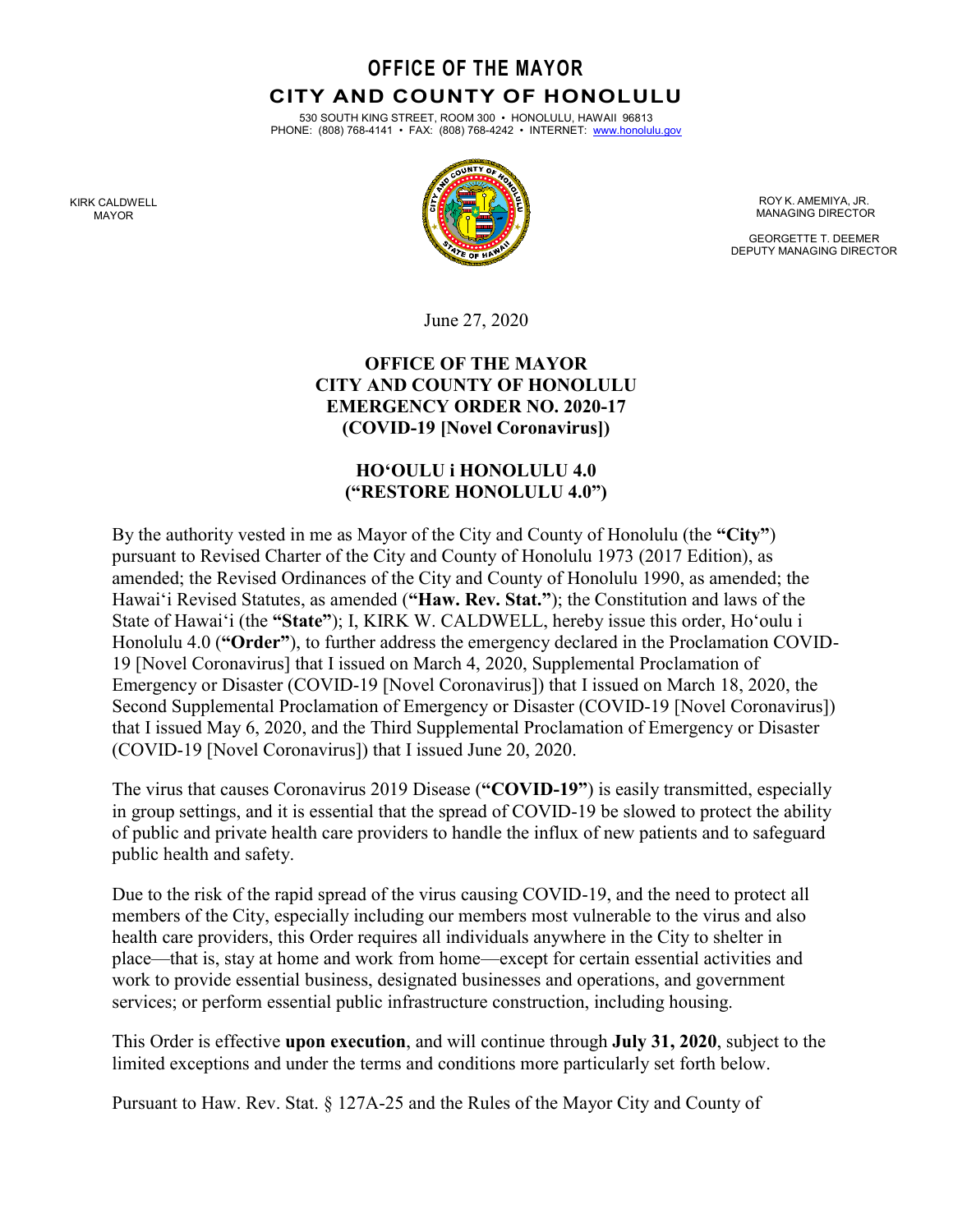# OFFICE OF THE MAYOR
## CITY AND COUNTY OF HONOLULU

530 SOUTH KING STREET, ROOM 300 • HONOLULU, HAWAII 96813
PHONE: (808) 768-4141 • FAX: (808) 768-4242 • INTERNET: www.honolulu.gov

KIRK CALDWELL
MAYOR

ROY K. AMEMIYA, JR.
MANAGING DIRECTOR

GEORGETTE T. DEEMER
DEPUTY MANAGING DIRECTOR

June 27, 2020

**OFFICE OF THE MAYOR**
**CITY AND COUNTY OF HONOLULU**
**EMERGENCY ORDER NO. 2020-17**
**(COVID-19 [Novel Coronavirus])**

**HOʻOULU i HONOLULU 4.0**
**("RESTORE HONOLULU 4.0")**

By the authority vested in me as Mayor of the City and County of Honolulu (the **"City"**) pursuant to Revised Charter of the City and County of Honolulu 1973 (2017 Edition), as amended; the Revised Ordinances of the City and County of Honolulu 1990, as amended; the Hawaiʻi Revised Statutes, as amended (**"Haw. Rev. Stat."**); the Constitution and laws of the State of Hawaiʻi (the **"State"**); I, KIRK W. CALDWELL, hereby issue this order, Hoʻoulu i Honolulu 4.0 (**"Order"**), to further address the emergency declared in the Proclamation COVID-19 [Novel Coronavirus] that I issued on March 4, 2020, Supplemental Proclamation of Emergency or Disaster (COVID-19 [Novel Coronavirus]) that I issued on March 18, 2020, the Second Supplemental Proclamation of Emergency or Disaster (COVID-19 [Novel Coronavirus]) that I issued May 6, 2020, and the Third Supplemental Proclamation of Emergency or Disaster (COVID-19 [Novel Coronavirus]) that I issued June 20, 2020.

The virus that causes Coronavirus 2019 Disease (**"COVID-19"**) is easily transmitted, especially in group settings, and it is essential that the spread of COVID-19 be slowed to protect the ability of public and private health care providers to handle the influx of new patients and to safeguard public health and safety.

Due to the risk of the rapid spread of the virus causing COVID-19, and the need to protect all members of the City, especially including our members most vulnerable to the virus and also health care providers, this Order requires all individuals anywhere in the City to shelter in place—that is, stay at home and work from home—except for certain essential activities and work to provide essential business, designated businesses and operations, and government services; or perform essential public infrastructure construction, including housing.

This Order is effective **upon execution**, and will continue through **July 31, 2020**, subject to the limited exceptions and under the terms and conditions more particularly set forth below.

Pursuant to Haw. Rev. Stat. § 127A-25 and the Rules of the Mayor City and County of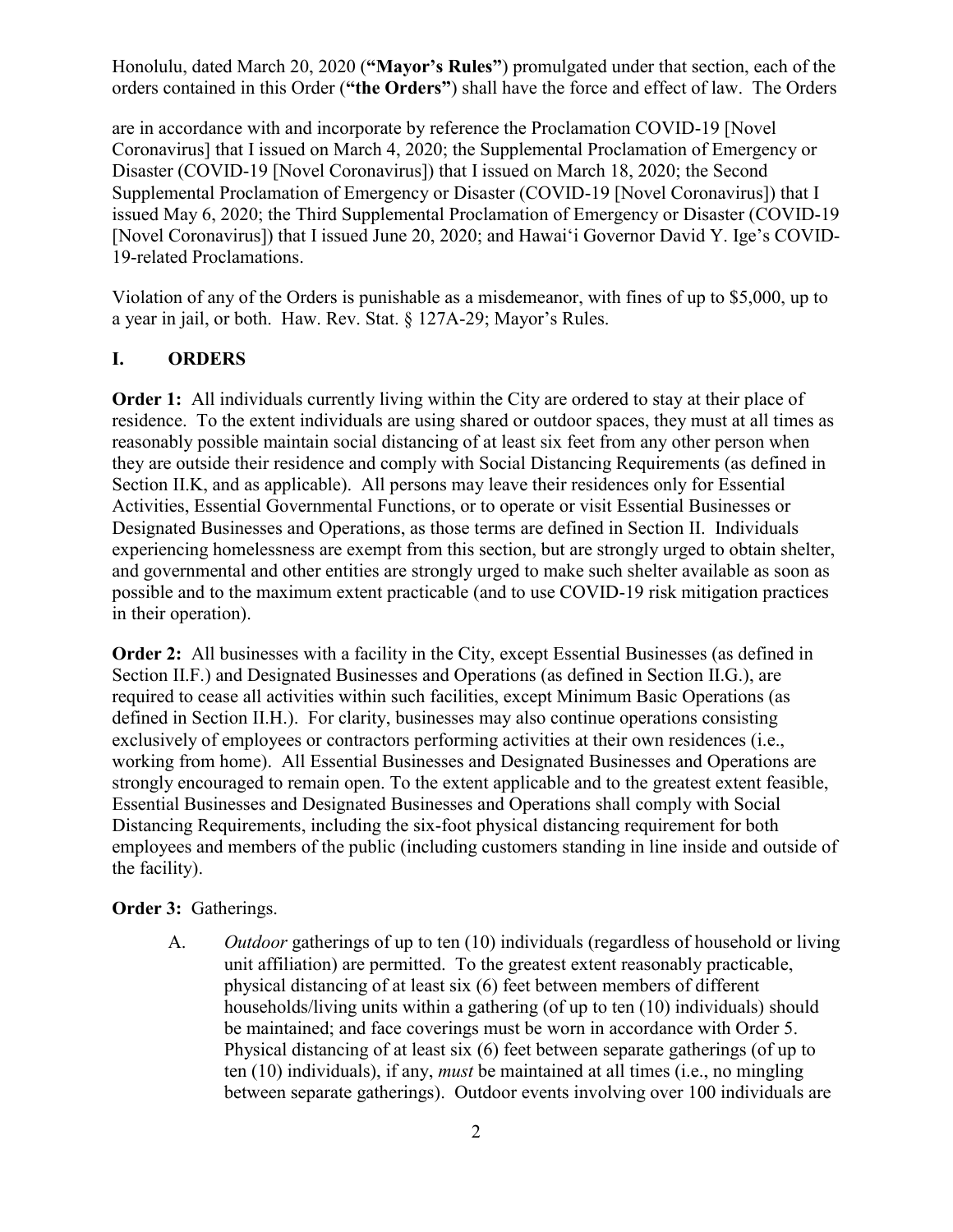Honolulu, dated March 20, 2020 (**"Mayor's Rules"**) promulgated under that section, each of the orders contained in this Order (**"the Orders"**) shall have the force and effect of law. The Orders

are in accordance with and incorporate by reference the Proclamation COVID-19 [Novel Coronavirus] that I issued on March 4, 2020; the Supplemental Proclamation of Emergency or Disaster (COVID-19 [Novel Coronavirus]) that I issued on March 18, 2020; the Second Supplemental Proclamation of Emergency or Disaster (COVID-19 [Novel Coronavirus]) that I issued May 6, 2020; the Third Supplemental Proclamation of Emergency or Disaster (COVID-19 [Novel Coronavirus]) that I issued June 20, 2020; and Hawai'i Governor David Y. Ige's COVID-19-related Proclamations.

Violation of any of the Orders is punishable as a misdemeanor, with fines of up to $5,000, up to a year in jail, or both. Haw. Rev. Stat. § 127A-29; Mayor's Rules.

## I. ORDERS

**Order 1:** All individuals currently living within the City are ordered to stay at their place of residence. To the extent individuals are using shared or outdoor spaces, they must at all times as reasonably possible maintain social distancing of at least six feet from any other person when they are outside their residence and comply with Social Distancing Requirements (as defined in Section II.K, and as applicable). All persons may leave their residences only for Essential Activities, Essential Governmental Functions, or to operate or visit Essential Businesses or Designated Businesses and Operations, as those terms are defined in Section II. Individuals experiencing homelessness are exempt from this section, but are strongly urged to obtain shelter, and governmental and other entities are strongly urged to make such shelter available as soon as possible and to the maximum extent practicable (and to use COVID-19 risk mitigation practices in their operation).

**Order 2:** All businesses with a facility in the City, except Essential Businesses (as defined in Section II.F.) and Designated Businesses and Operations (as defined in Section II.G.), are required to cease all activities within such facilities, except Minimum Basic Operations (as defined in Section II.H.). For clarity, businesses may also continue operations consisting exclusively of employees or contractors performing activities at their own residences (i.e., working from home). All Essential Businesses and Designated Businesses and Operations are strongly encouraged to remain open. To the extent applicable and to the greatest extent feasible, Essential Businesses and Designated Businesses and Operations shall comply with Social Distancing Requirements, including the six-foot physical distancing requirement for both employees and members of the public (including customers standing in line inside and outside of the facility).

**Order 3:** Gatherings.

A. *Outdoor* gatherings of up to ten (10) individuals (regardless of household or living unit affiliation) are permitted. To the greatest extent reasonably practicable, physical distancing of at least six (6) feet between members of different households/living units within a gathering (of up to ten (10) individuals) should be maintained; and face coverings must be worn in accordance with Order 5. Physical distancing of at least six (6) feet between separate gatherings (of up to ten (10) individuals), if any, *must* be maintained at all times (i.e., no mingling between separate gatherings). Outdoor events involving over 100 individuals are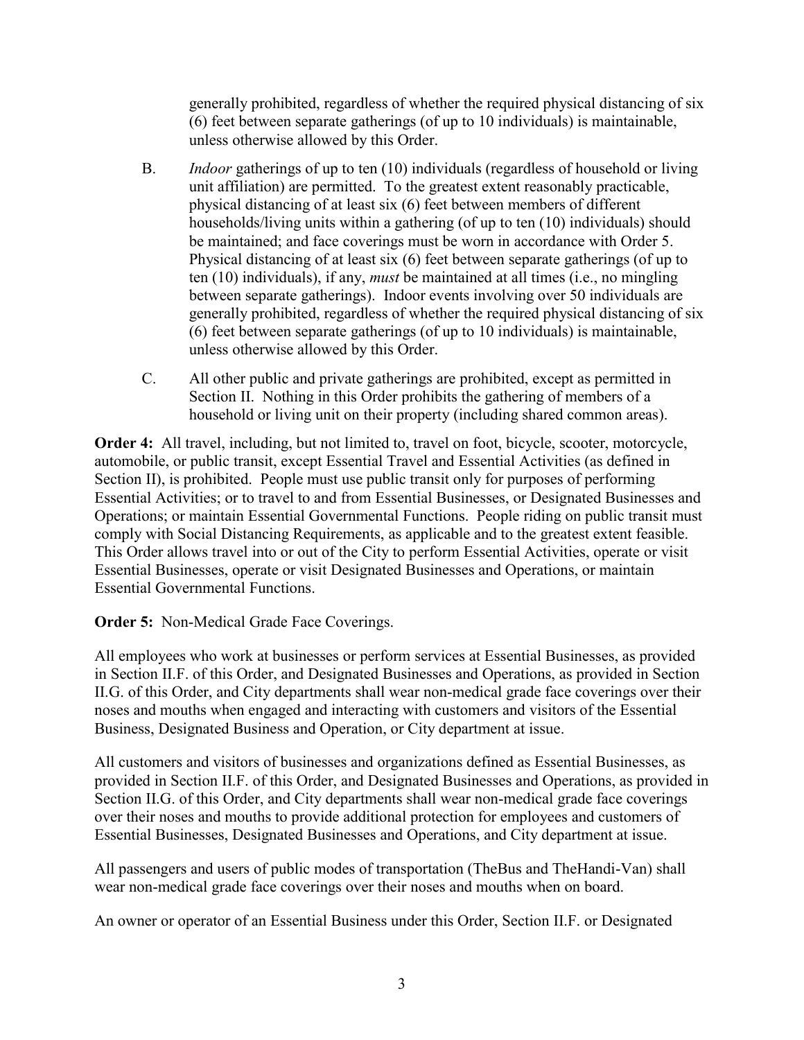generally prohibited, regardless of whether the required physical distancing of six (6) feet between separate gatherings (of up to 10 individuals) is maintainable, unless otherwise allowed by this Order.

B. *Indoor* gatherings of up to ten (10) individuals (regardless of household or living unit affiliation) are permitted. To the greatest extent reasonably practicable, physical distancing of at least six (6) feet between members of different households/living units within a gathering (of up to ten (10) individuals) should be maintained; and face coverings must be worn in accordance with Order 5. Physical distancing of at least six (6) feet between separate gatherings (of up to ten (10) individuals), if any, *must* be maintained at all times (i.e., no mingling between separate gatherings). Indoor events involving over 50 individuals are generally prohibited, regardless of whether the required physical distancing of six (6) feet between separate gatherings (of up to 10 individuals) is maintainable, unless otherwise allowed by this Order.

C. All other public and private gatherings are prohibited, except as permitted in Section II. Nothing in this Order prohibits the gathering of members of a household or living unit on their property (including shared common areas).

**Order 4:** All travel, including, but not limited to, travel on foot, bicycle, scooter, motorcycle, automobile, or public transit, except Essential Travel and Essential Activities (as defined in Section II), is prohibited. People must use public transit only for purposes of performing Essential Activities; or to travel to and from Essential Businesses, or Designated Businesses and Operations; or maintain Essential Governmental Functions. People riding on public transit must comply with Social Distancing Requirements, as applicable and to the greatest extent feasible. This Order allows travel into or out of the City to perform Essential Activities, operate or visit Essential Businesses, operate or visit Designated Businesses and Operations, or maintain Essential Governmental Functions.

**Order 5:** Non-Medical Grade Face Coverings.

All employees who work at businesses or perform services at Essential Businesses, as provided in Section II.F. of this Order, and Designated Businesses and Operations, as provided in Section II.G. of this Order, and City departments shall wear non-medical grade face coverings over their noses and mouths when engaged and interacting with customers and visitors of the Essential Business, Designated Business and Operation, or City department at issue.

All customers and visitors of businesses and organizations defined as Essential Businesses, as provided in Section II.F. of this Order, and Designated Businesses and Operations, as provided in Section II.G. of this Order, and City departments shall wear non-medical grade face coverings over their noses and mouths to provide additional protection for employees and customers of Essential Businesses, Designated Businesses and Operations, and City department at issue.

All passengers and users of public modes of transportation (TheBus and TheHandi-Van) shall wear non-medical grade face coverings over their noses and mouths when on board.

An owner or operator of an Essential Business under this Order, Section II.F. or Designated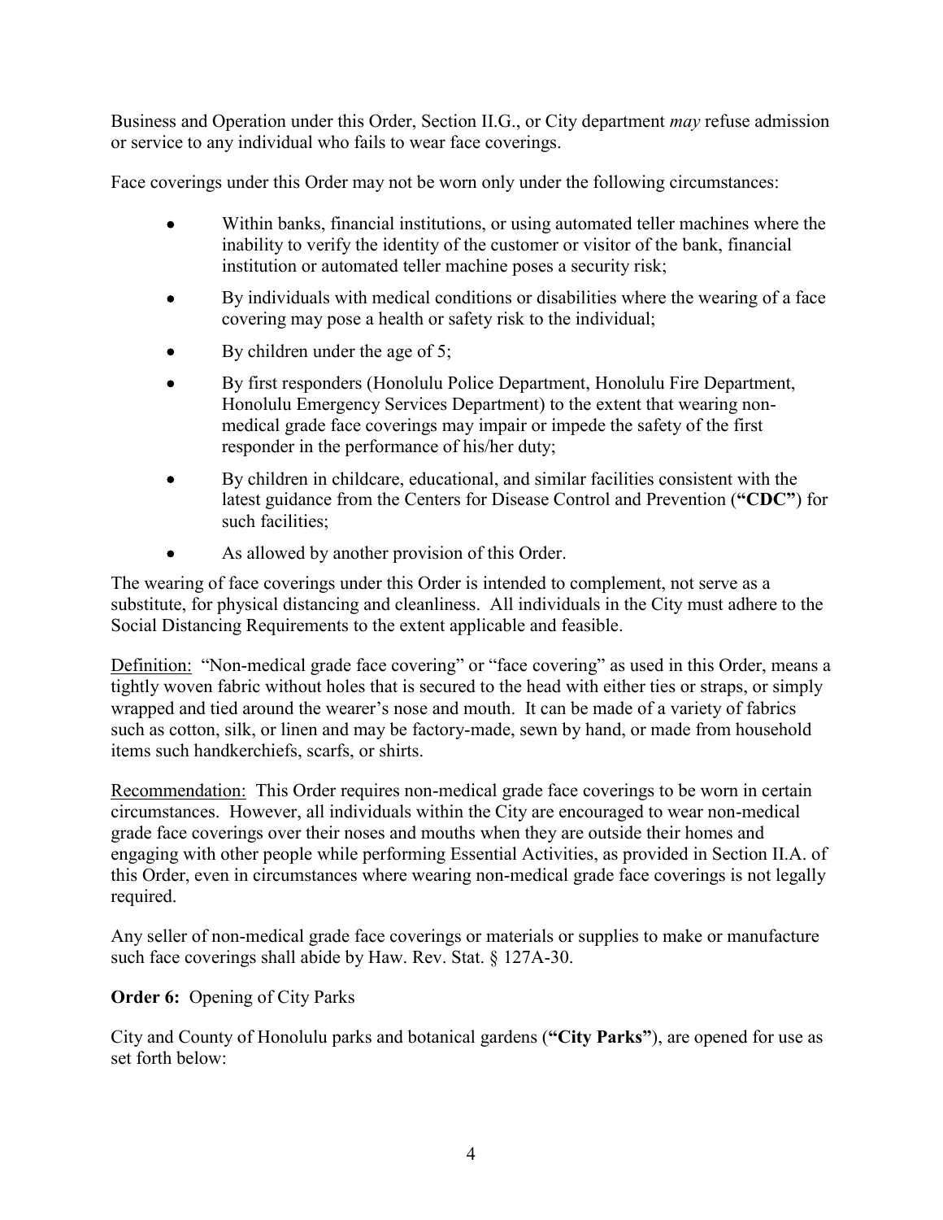Business and Operation under this Order, Section II.G., or City department *may* refuse admission or service to any individual who fails to wear face coverings.

Face coverings under this Order may not be worn only under the following circumstances:

- Within banks, financial institutions, or using automated teller machines where the inability to verify the identity of the customer or visitor of the bank, financial institution or automated teller machine poses a security risk;
- By individuals with medical conditions or disabilities where the wearing of a face covering may pose a health or safety risk to the individual;
- By children under the age of 5;
- By first responders (Honolulu Police Department, Honolulu Fire Department, Honolulu Emergency Services Department) to the extent that wearing non-medical grade face coverings may impair or impede the safety of the first responder in the performance of his/her duty;
- By children in childcare, educational, and similar facilities consistent with the latest guidance from the Centers for Disease Control and Prevention (**"CDC"**) for such facilities;
- As allowed by another provision of this Order.

The wearing of face coverings under this Order is intended to complement, not serve as a substitute, for physical distancing and cleanliness. All individuals in the City must adhere to the Social Distancing Requirements to the extent applicable and feasible.

<u>Definition:</u> "Non-medical grade face covering" or "face covering" as used in this Order, means a tightly woven fabric without holes that is secured to the head with either ties or straps, or simply wrapped and tied around the wearer's nose and mouth. It can be made of a variety of fabrics such as cotton, silk, or linen and may be factory-made, sewn by hand, or made from household items such handkerchiefs, scarfs, or shirts.

<u>Recommendation:</u> This Order requires non-medical grade face coverings to be worn in certain circumstances. However, all individuals within the City are encouraged to wear non-medical grade face coverings over their noses and mouths when they are outside their homes and engaging with other people while performing Essential Activities, as provided in Section II.A. of this Order, even in circumstances where wearing non-medical grade face coverings is not legally required.

Any seller of non-medical grade face coverings or materials or supplies to make or manufacture such face coverings shall abide by Haw. Rev. Stat. § 127A-30.

**Order 6:** Opening of City Parks

City and County of Honolulu parks and botanical gardens (**"City Parks"**), are opened for use as set forth below: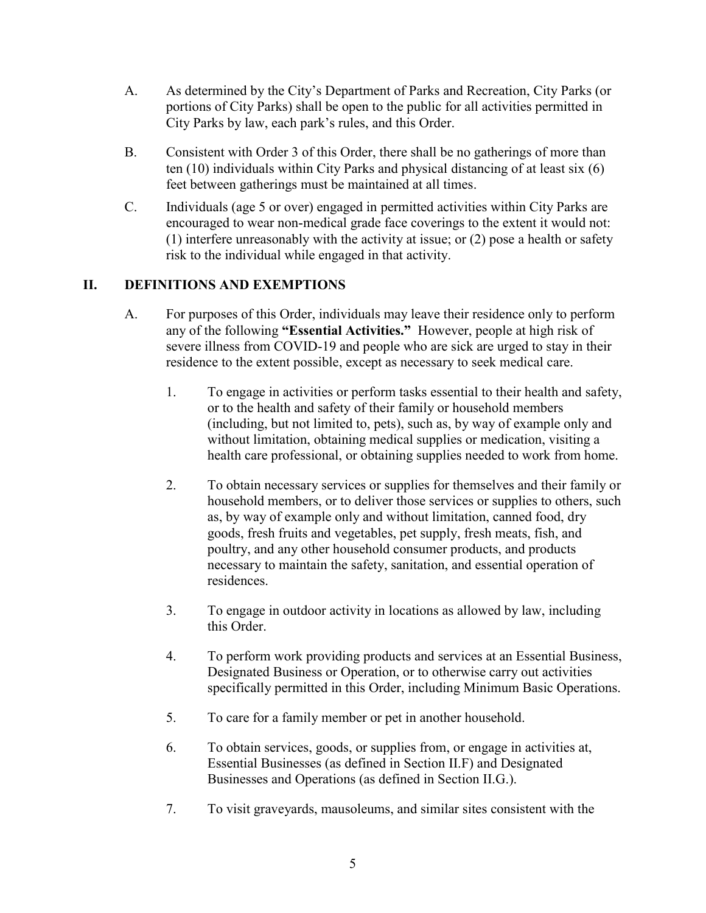A. As determined by the City's Department of Parks and Recreation, City Parks (or portions of City Parks) shall be open to the public for all activities permitted in City Parks by law, each park's rules, and this Order.

B. Consistent with Order 3 of this Order, there shall be no gatherings of more than ten (10) individuals within City Parks and physical distancing of at least six (6) feet between gatherings must be maintained at all times.

C. Individuals (age 5 or over) engaged in permitted activities within City Parks are encouraged to wear non-medical grade face coverings to the extent it would not: (1) interfere unreasonably with the activity at issue; or (2) pose a health or safety risk to the individual while engaged in that activity.

## II. DEFINITIONS AND EXEMPTIONS

A. For purposes of this Order, individuals may leave their residence only to perform any of the following **"Essential Activities."** However, people at high risk of severe illness from COVID-19 and people who are sick are urged to stay in their residence to the extent possible, except as necessary to seek medical care.

1. To engage in activities or perform tasks essential to their health and safety, or to the health and safety of their family or household members (including, but not limited to, pets), such as, by way of example only and without limitation, obtaining medical supplies or medication, visiting a health care professional, or obtaining supplies needed to work from home.

2. To obtain necessary services or supplies for themselves and their family or household members, or to deliver those services or supplies to others, such as, by way of example only and without limitation, canned food, dry goods, fresh fruits and vegetables, pet supply, fresh meats, fish, and poultry, and any other household consumer products, and products necessary to maintain the safety, sanitation, and essential operation of residences.

3. To engage in outdoor activity in locations as allowed by law, including this Order.

4. To perform work providing products and services at an Essential Business, Designated Business or Operation, or to otherwise carry out activities specifically permitted in this Order, including Minimum Basic Operations.

5. To care for a family member or pet in another household.

6. To obtain services, goods, or supplies from, or engage in activities at, Essential Businesses (as defined in Section II.F) and Designated Businesses and Operations (as defined in Section II.G.).

7. To visit graveyards, mausoleums, and similar sites consistent with the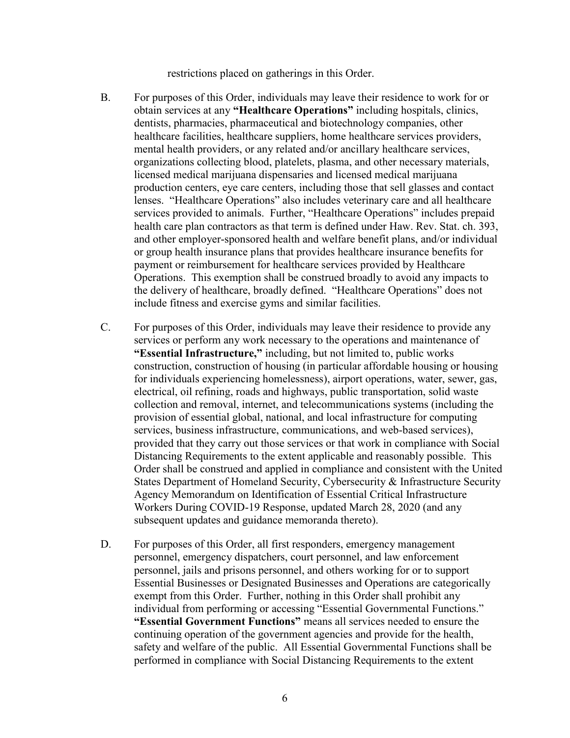restrictions placed on gatherings in this Order.

B. For purposes of this Order, individuals may leave their residence to work for or obtain services at any **"Healthcare Operations"** including hospitals, clinics, dentists, pharmacies, pharmaceutical and biotechnology companies, other healthcare facilities, healthcare suppliers, home healthcare services providers, mental health providers, or any related and/or ancillary healthcare services, organizations collecting blood, platelets, plasma, and other necessary materials, licensed medical marijuana dispensaries and licensed medical marijuana production centers, eye care centers, including those that sell glasses and contact lenses. "Healthcare Operations" also includes veterinary care and all healthcare services provided to animals. Further, "Healthcare Operations" includes prepaid health care plan contractors as that term is defined under Haw. Rev. Stat. ch. 393, and other employer-sponsored health and welfare benefit plans, and/or individual or group health insurance plans that provides healthcare insurance benefits for payment or reimbursement for healthcare services provided by Healthcare Operations. This exemption shall be construed broadly to avoid any impacts to the delivery of healthcare, broadly defined. "Healthcare Operations" does not include fitness and exercise gyms and similar facilities.

C. For purposes of this Order, individuals may leave their residence to provide any services or perform any work necessary to the operations and maintenance of **"Essential Infrastructure,"** including, but not limited to, public works construction, construction of housing (in particular affordable housing or housing for individuals experiencing homelessness), airport operations, water, sewer, gas, electrical, oil refining, roads and highways, public transportation, solid waste collection and removal, internet, and telecommunications systems (including the provision of essential global, national, and local infrastructure for computing services, business infrastructure, communications, and web-based services), provided that they carry out those services or that work in compliance with Social Distancing Requirements to the extent applicable and reasonably possible. This Order shall be construed and applied in compliance and consistent with the United States Department of Homeland Security, Cybersecurity & Infrastructure Security Agency Memorandum on Identification of Essential Critical Infrastructure Workers During COVID-19 Response, updated March 28, 2020 (and any subsequent updates and guidance memoranda thereto).

D. For purposes of this Order, all first responders, emergency management personnel, emergency dispatchers, court personnel, and law enforcement personnel, jails and prisons personnel, and others working for or to support Essential Businesses or Designated Businesses and Operations are categorically exempt from this Order. Further, nothing in this Order shall prohibit any individual from performing or accessing "Essential Governmental Functions." **"Essential Government Functions"** means all services needed to ensure the continuing operation of the government agencies and provide for the health, safety and welfare of the public. All Essential Governmental Functions shall be performed in compliance with Social Distancing Requirements to the extent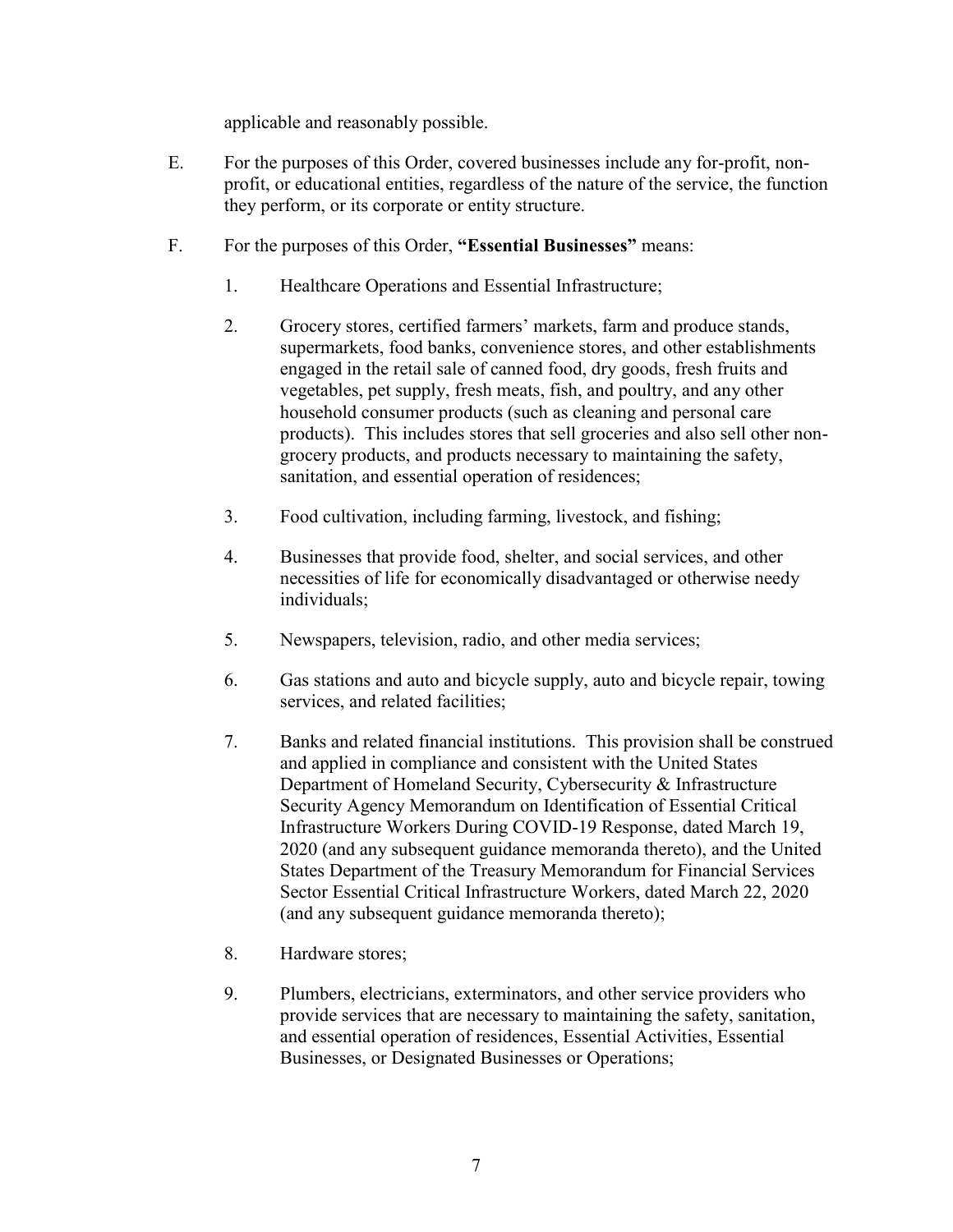applicable and reasonably possible.

E. For the purposes of this Order, covered businesses include any for-profit, non-profit, or educational entities, regardless of the nature of the service, the function they perform, or its corporate or entity structure.

F. For the purposes of this Order, **"Essential Businesses"** means:

1. Healthcare Operations and Essential Infrastructure;

2. Grocery stores, certified farmers' markets, farm and produce stands, supermarkets, food banks, convenience stores, and other establishments engaged in the retail sale of canned food, dry goods, fresh fruits and vegetables, pet supply, fresh meats, fish, and poultry, and any other household consumer products (such as cleaning and personal care products). This includes stores that sell groceries and also sell other non-grocery products, and products necessary to maintaining the safety, sanitation, and essential operation of residences;

3. Food cultivation, including farming, livestock, and fishing;

4. Businesses that provide food, shelter, and social services, and other necessities of life for economically disadvantaged or otherwise needy individuals;

5. Newspapers, television, radio, and other media services;

6. Gas stations and auto and bicycle supply, auto and bicycle repair, towing services, and related facilities;

7. Banks and related financial institutions. This provision shall be construed and applied in compliance and consistent with the United States Department of Homeland Security, Cybersecurity & Infrastructure Security Agency Memorandum on Identification of Essential Critical Infrastructure Workers During COVID-19 Response, dated March 19, 2020 (and any subsequent guidance memoranda thereto), and the United States Department of the Treasury Memorandum for Financial Services Sector Essential Critical Infrastructure Workers, dated March 22, 2020 (and any subsequent guidance memoranda thereto);

8. Hardware stores;

9. Plumbers, electricians, exterminators, and other service providers who provide services that are necessary to maintaining the safety, sanitation, and essential operation of residences, Essential Activities, Essential Businesses, or Designated Businesses or Operations;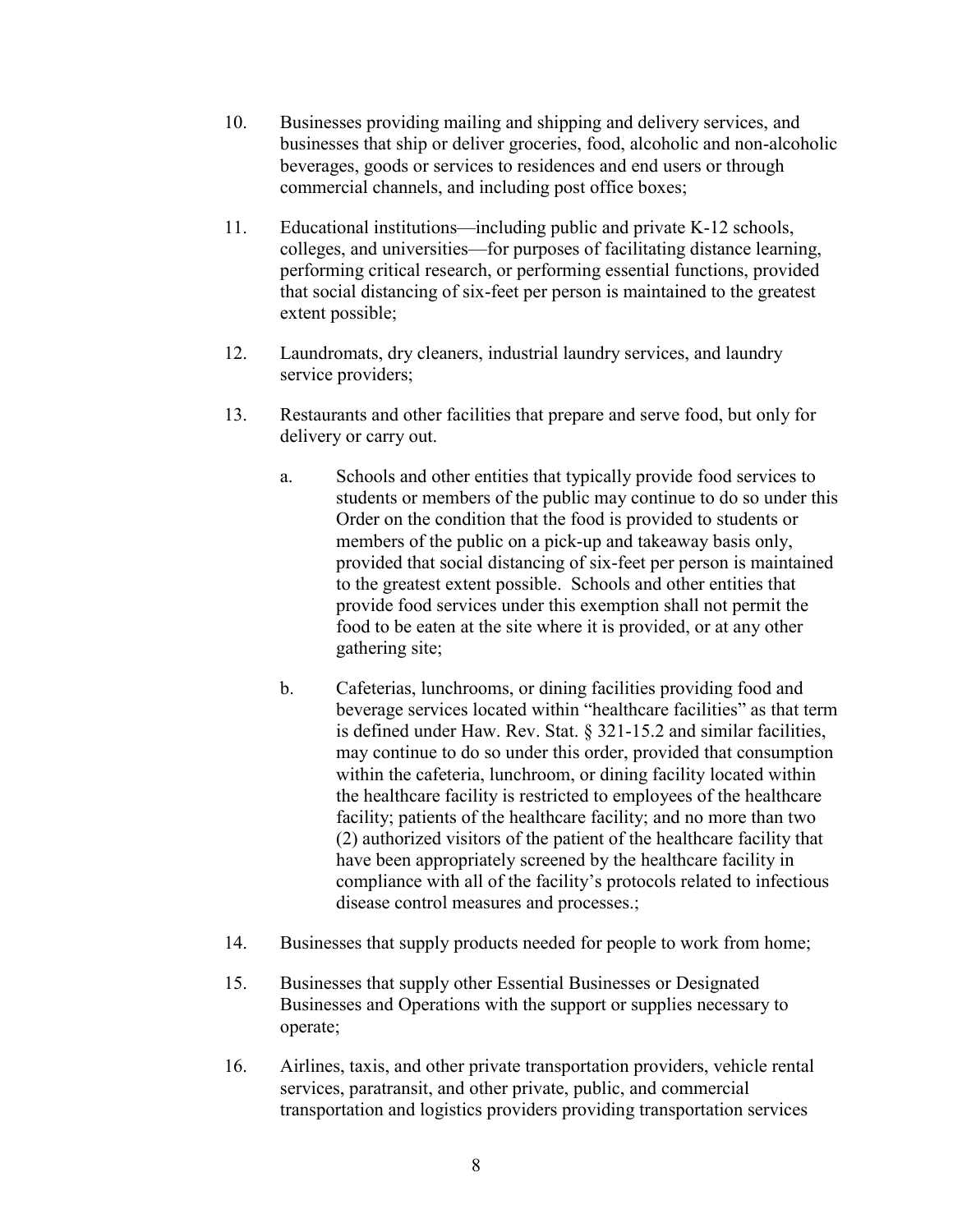10. Businesses providing mailing and shipping and delivery services, and businesses that ship or deliver groceries, food, alcoholic and non-alcoholic beverages, goods or services to residences and end users or through commercial channels, and including post office boxes;

11. Educational institutions—including public and private K-12 schools, colleges, and universities—for purposes of facilitating distance learning, performing critical research, or performing essential functions, provided that social distancing of six-feet per person is maintained to the greatest extent possible;

12. Laundromats, dry cleaners, industrial laundry services, and laundry service providers;

13. Restaurants and other facilities that prepare and serve food, but only for delivery or carry out.

    a. Schools and other entities that typically provide food services to students or members of the public may continue to do so under this Order on the condition that the food is provided to students or members of the public on a pick-up and takeaway basis only, provided that social distancing of six-feet per person is maintained to the greatest extent possible. Schools and other entities that provide food services under this exemption shall not permit the food to be eaten at the site where it is provided, or at any other gathering site;

    b. Cafeterias, lunchrooms, or dining facilities providing food and beverage services located within "healthcare facilities" as that term is defined under Haw. Rev. Stat. § 321-15.2 and similar facilities, may continue to do so under this order, provided that consumption within the cafeteria, lunchroom, or dining facility located within the healthcare facility is restricted to employees of the healthcare facility; patients of the healthcare facility; and no more than two (2) authorized visitors of the patient of the healthcare facility that have been appropriately screened by the healthcare facility in compliance with all of the facility's protocols related to infectious disease control measures and processes.;

14. Businesses that supply products needed for people to work from home;

15. Businesses that supply other Essential Businesses or Designated Businesses and Operations with the support or supplies necessary to operate;

16. Airlines, taxis, and other private transportation providers, vehicle rental services, paratransit, and other private, public, and commercial transportation and logistics providers providing transportation services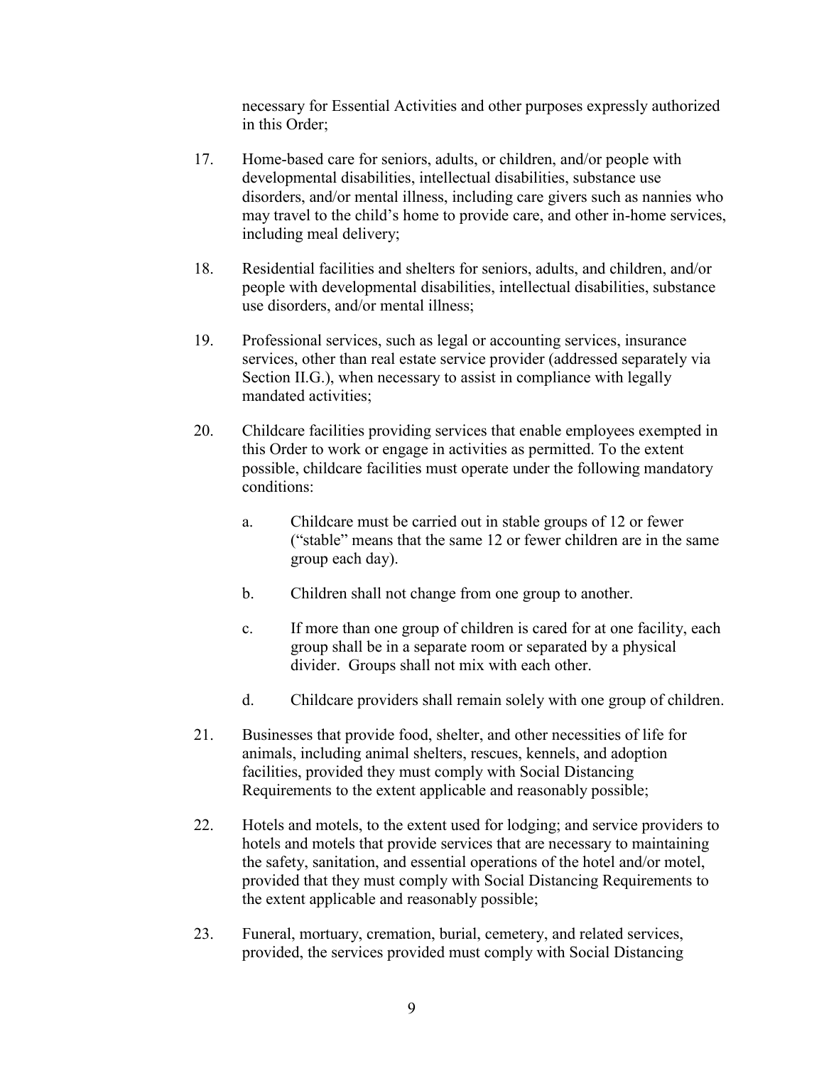necessary for Essential Activities and other purposes expressly authorized in this Order;

17. Home-based care for seniors, adults, or children, and/or people with developmental disabilities, intellectual disabilities, substance use disorders, and/or mental illness, including care givers such as nannies who may travel to the child's home to provide care, and other in-home services, including meal delivery;

18. Residential facilities and shelters for seniors, adults, and children, and/or people with developmental disabilities, intellectual disabilities, substance use disorders, and/or mental illness;

19. Professional services, such as legal or accounting services, insurance services, other than real estate service provider (addressed separately via Section II.G.), when necessary to assist in compliance with legally mandated activities;

20. Childcare facilities providing services that enable employees exempted in this Order to work or engage in activities as permitted. To the extent possible, childcare facilities must operate under the following mandatory conditions:

    a. Childcare must be carried out in stable groups of 12 or fewer ("stable" means that the same 12 or fewer children are in the same group each day).

    b. Children shall not change from one group to another.

    c. If more than one group of children is cared for at one facility, each group shall be in a separate room or separated by a physical divider. Groups shall not mix with each other.

    d. Childcare providers shall remain solely with one group of children.

21. Businesses that provide food, shelter, and other necessities of life for animals, including animal shelters, rescues, kennels, and adoption facilities, provided they must comply with Social Distancing Requirements to the extent applicable and reasonably possible;

22. Hotels and motels, to the extent used for lodging; and service providers to hotels and motels that provide services that are necessary to maintaining the safety, sanitation, and essential operations of the hotel and/or motel, provided that they must comply with Social Distancing Requirements to the extent applicable and reasonably possible;

23. Funeral, mortuary, cremation, burial, cemetery, and related services, provided, the services provided must comply with Social Distancing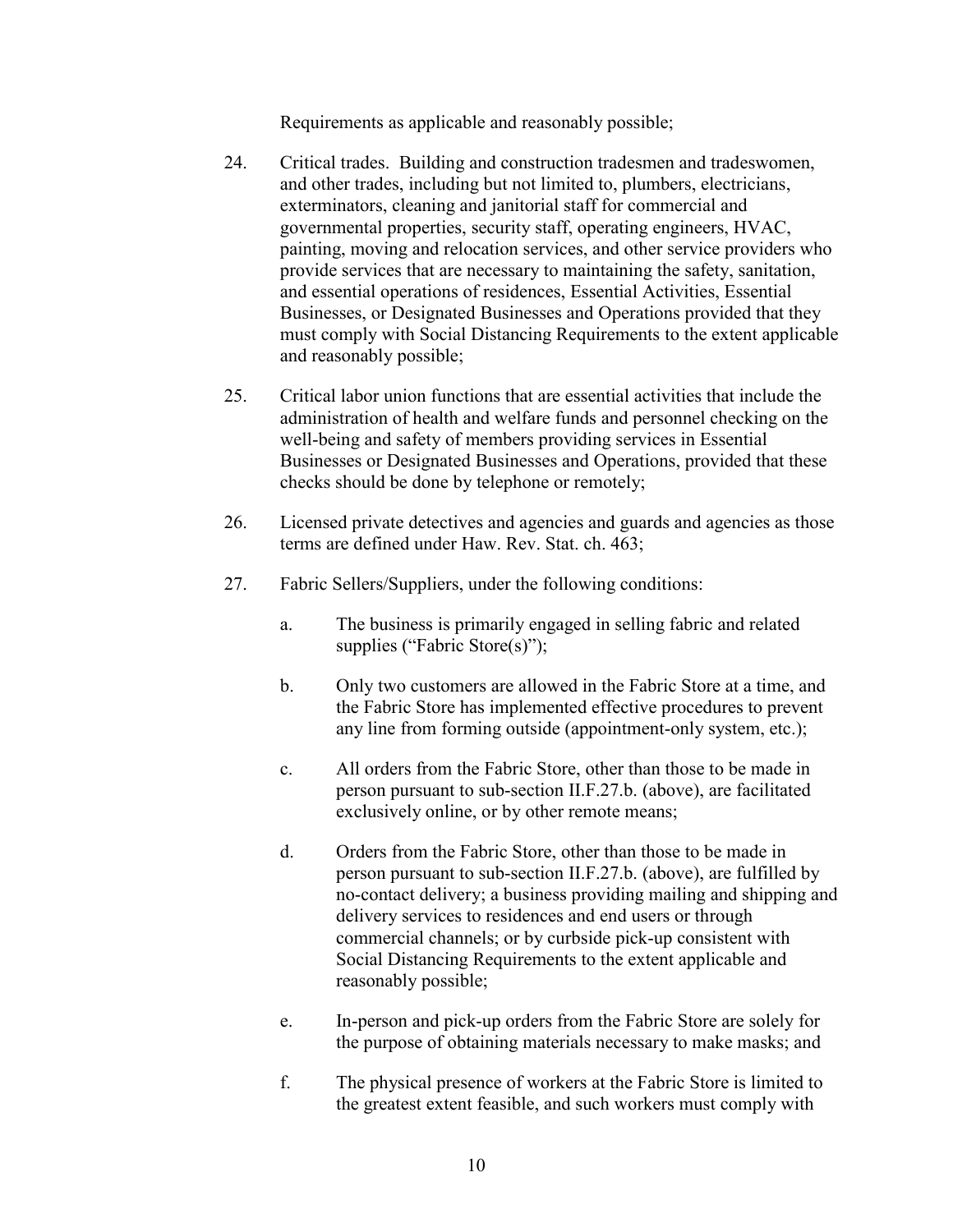Requirements as applicable and reasonably possible;

24. Critical trades. Building and construction tradesmen and tradeswomen, and other trades, including but not limited to, plumbers, electricians, exterminators, cleaning and janitorial staff for commercial and governmental properties, security staff, operating engineers, HVAC, painting, moving and relocation services, and other service providers who provide services that are necessary to maintaining the safety, sanitation, and essential operations of residences, Essential Activities, Essential Businesses, or Designated Businesses and Operations provided that they must comply with Social Distancing Requirements to the extent applicable and reasonably possible;

25. Critical labor union functions that are essential activities that include the administration of health and welfare funds and personnel checking on the well-being and safety of members providing services in Essential Businesses or Designated Businesses and Operations, provided that these checks should be done by telephone or remotely;

26. Licensed private detectives and agencies and guards and agencies as those terms are defined under Haw. Rev. Stat. ch. 463;

27. Fabric Sellers/Suppliers, under the following conditions:

    a. The business is primarily engaged in selling fabric and related supplies ("Fabric Store(s)");

    b. Only two customers are allowed in the Fabric Store at a time, and the Fabric Store has implemented effective procedures to prevent any line from forming outside (appointment-only system, etc.);

    c. All orders from the Fabric Store, other than those to be made in person pursuant to sub-section II.F.27.b. (above), are facilitated exclusively online, or by other remote means;

    d. Orders from the Fabric Store, other than those to be made in person pursuant to sub-section II.F.27.b. (above), are fulfilled by no-contact delivery; a business providing mailing and shipping and delivery services to residences and end users or through commercial channels; or by curbside pick-up consistent with Social Distancing Requirements to the extent applicable and reasonably possible;

    e. In-person and pick-up orders from the Fabric Store are solely for the purpose of obtaining materials necessary to make masks; and

    f. The physical presence of workers at the Fabric Store is limited to the greatest extent feasible, and such workers must comply with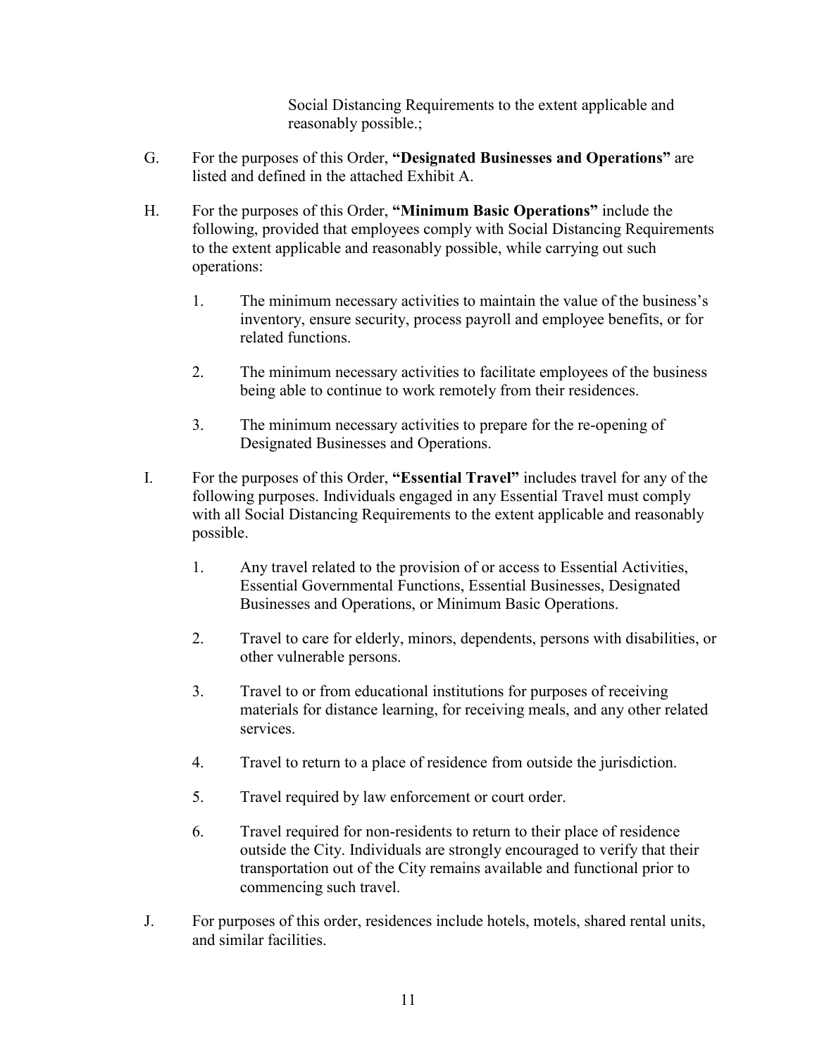Social Distancing Requirements to the extent applicable and reasonably possible.;

G. For the purposes of this Order, **"Designated Businesses and Operations"** are listed and defined in the attached Exhibit A.

H. For the purposes of this Order, **"Minimum Basic Operations"** include the following, provided that employees comply with Social Distancing Requirements to the extent applicable and reasonably possible, while carrying out such operations:

1. The minimum necessary activities to maintain the value of the business's inventory, ensure security, process payroll and employee benefits, or for related functions.

2. The minimum necessary activities to facilitate employees of the business being able to continue to work remotely from their residences.

3. The minimum necessary activities to prepare for the re-opening of Designated Businesses and Operations.

I. For the purposes of this Order, **"Essential Travel"** includes travel for any of the following purposes. Individuals engaged in any Essential Travel must comply with all Social Distancing Requirements to the extent applicable and reasonably possible.

1. Any travel related to the provision of or access to Essential Activities, Essential Governmental Functions, Essential Businesses, Designated Businesses and Operations, or Minimum Basic Operations.

2. Travel to care for elderly, minors, dependents, persons with disabilities, or other vulnerable persons.

3. Travel to or from educational institutions for purposes of receiving materials for distance learning, for receiving meals, and any other related services.

4. Travel to return to a place of residence from outside the jurisdiction.

5. Travel required by law enforcement or court order.

6. Travel required for non-residents to return to their place of residence outside the City. Individuals are strongly encouraged to verify that their transportation out of the City remains available and functional prior to commencing such travel.

J. For purposes of this order, residences include hotels, motels, shared rental units, and similar facilities.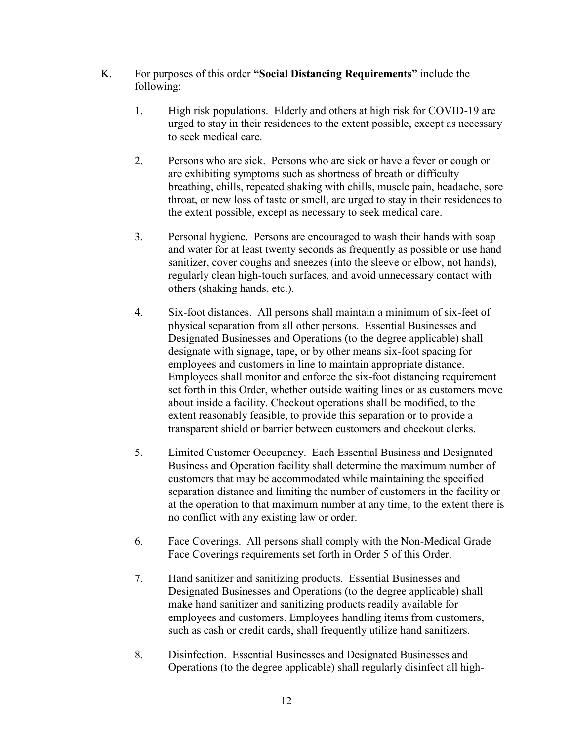K. For purposes of this order **"Social Distancing Requirements"** include the following:

1. High risk populations. Elderly and others at high risk for COVID-19 are urged to stay in their residences to the extent possible, except as necessary to seek medical care.

2. Persons who are sick. Persons who are sick or have a fever or cough or are exhibiting symptoms such as shortness of breath or difficulty breathing, chills, repeated shaking with chills, muscle pain, headache, sore throat, or new loss of taste or smell, are urged to stay in their residences to the extent possible, except as necessary to seek medical care.

3. Personal hygiene. Persons are encouraged to wash their hands with soap and water for at least twenty seconds as frequently as possible or use hand sanitizer, cover coughs and sneezes (into the sleeve or elbow, not hands), regularly clean high-touch surfaces, and avoid unnecessary contact with others (shaking hands, etc.).

4. Six-foot distances. All persons shall maintain a minimum of six-feet of physical separation from all other persons. Essential Businesses and Designated Businesses and Operations (to the degree applicable) shall designate with signage, tape, or by other means six-foot spacing for employees and customers in line to maintain appropriate distance. Employees shall monitor and enforce the six-foot distancing requirement set forth in this Order, whether outside waiting lines or as customers move about inside a facility. Checkout operations shall be modified, to the extent reasonably feasible, to provide this separation or to provide a transparent shield or barrier between customers and checkout clerks.

5. Limited Customer Occupancy. Each Essential Business and Designated Business and Operation facility shall determine the maximum number of customers that may be accommodated while maintaining the specified separation distance and limiting the number of customers in the facility or at the operation to that maximum number at any time, to the extent there is no conflict with any existing law or order.

6. Face Coverings. All persons shall comply with the Non-Medical Grade Face Coverings requirements set forth in Order 5 of this Order.

7. Hand sanitizer and sanitizing products. Essential Businesses and Designated Businesses and Operations (to the degree applicable) shall make hand sanitizer and sanitizing products readily available for employees and customers. Employees handling items from customers, such as cash or credit cards, shall frequently utilize hand sanitizers.

8. Disinfection. Essential Businesses and Designated Businesses and Operations (to the degree applicable) shall regularly disinfect all high-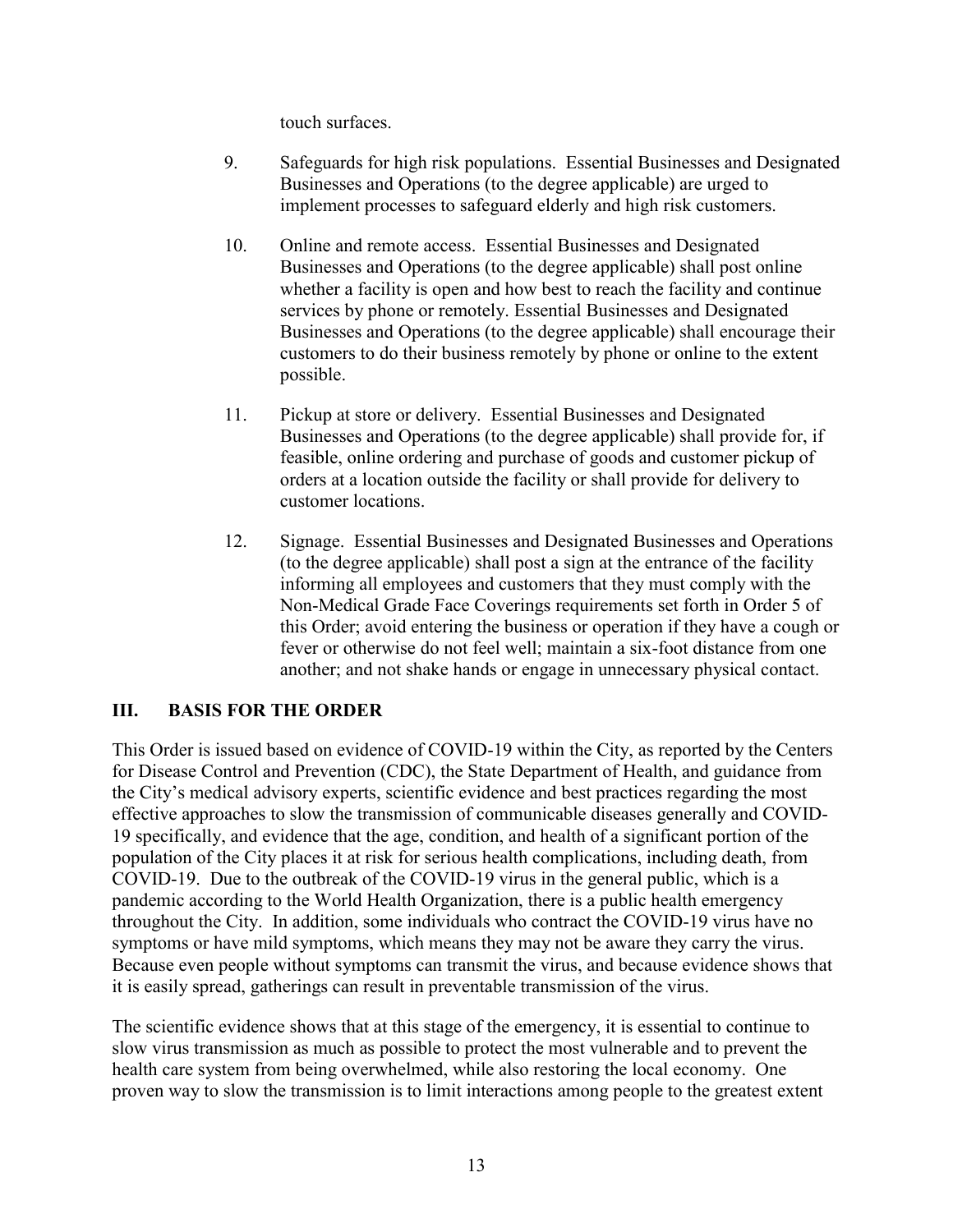touch surfaces.

9. Safeguards for high risk populations. Essential Businesses and Designated Businesses and Operations (to the degree applicable) are urged to implement processes to safeguard elderly and high risk customers.

10. Online and remote access. Essential Businesses and Designated Businesses and Operations (to the degree applicable) shall post online whether a facility is open and how best to reach the facility and continue services by phone or remotely. Essential Businesses and Designated Businesses and Operations (to the degree applicable) shall encourage their customers to do their business remotely by phone or online to the extent possible.

11. Pickup at store or delivery. Essential Businesses and Designated Businesses and Operations (to the degree applicable) shall provide for, if feasible, online ordering and purchase of goods and customer pickup of orders at a location outside the facility or shall provide for delivery to customer locations.

12. Signage. Essential Businesses and Designated Businesses and Operations (to the degree applicable) shall post a sign at the entrance of the facility informing all employees and customers that they must comply with the Non-Medical Grade Face Coverings requirements set forth in Order 5 of this Order; avoid entering the business or operation if they have a cough or fever or otherwise do not feel well; maintain a six-foot distance from one another; and not shake hands or engage in unnecessary physical contact.

## III. BASIS FOR THE ORDER

This Order is issued based on evidence of COVID-19 within the City, as reported by the Centers for Disease Control and Prevention (CDC), the State Department of Health, and guidance from the City's medical advisory experts, scientific evidence and best practices regarding the most effective approaches to slow the transmission of communicable diseases generally and COVID-19 specifically, and evidence that the age, condition, and health of a significant portion of the population of the City places it at risk for serious health complications, including death, from COVID-19. Due to the outbreak of the COVID-19 virus in the general public, which is a pandemic according to the World Health Organization, there is a public health emergency throughout the City. In addition, some individuals who contract the COVID-19 virus have no symptoms or have mild symptoms, which means they may not be aware they carry the virus. Because even people without symptoms can transmit the virus, and because evidence shows that it is easily spread, gatherings can result in preventable transmission of the virus.

The scientific evidence shows that at this stage of the emergency, it is essential to continue to slow virus transmission as much as possible to protect the most vulnerable and to prevent the health care system from being overwhelmed, while also restoring the local economy. One proven way to slow the transmission is to limit interactions among people to the greatest extent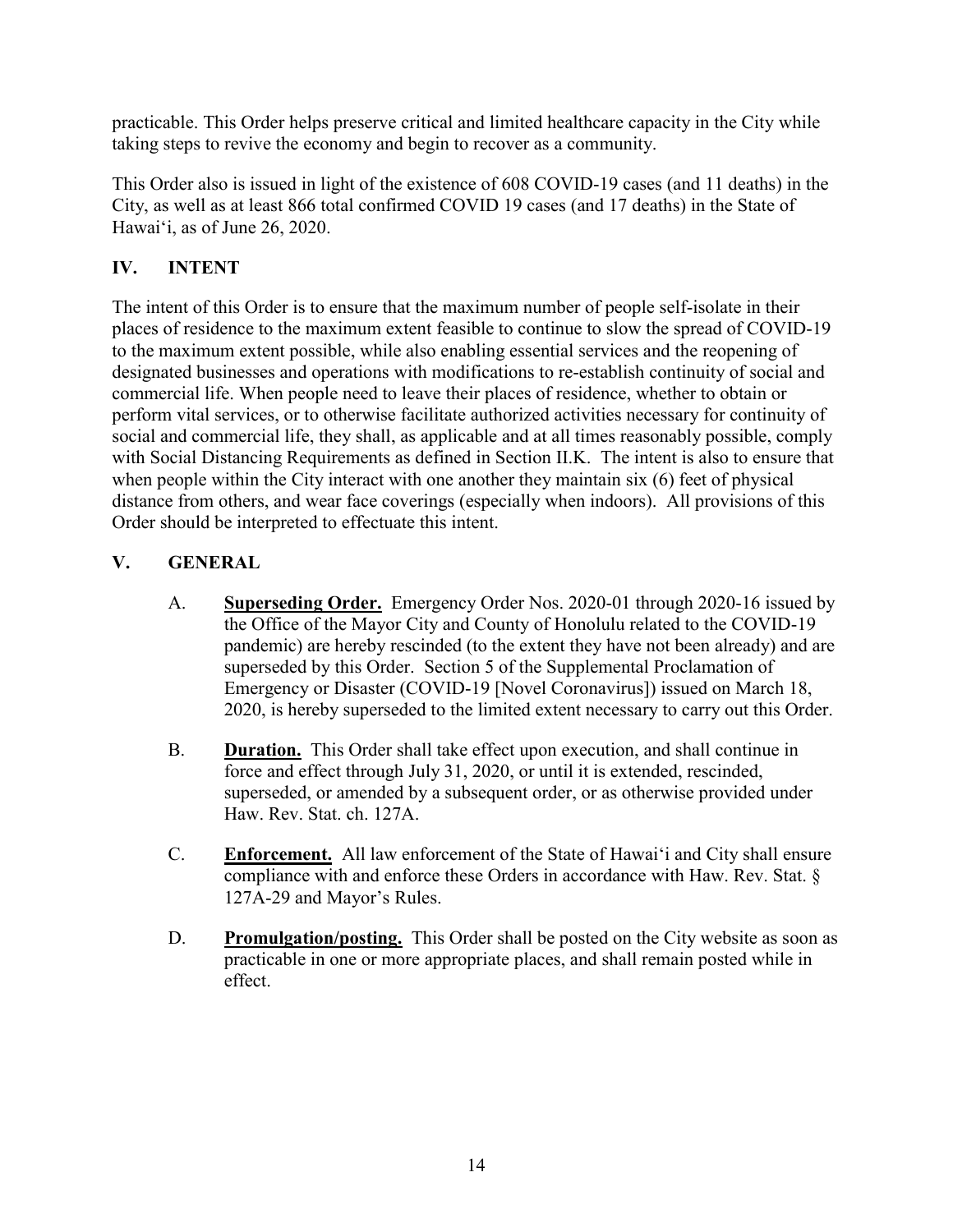practicable. This Order helps preserve critical and limited healthcare capacity in the City while taking steps to revive the economy and begin to recover as a community.

This Order also is issued in light of the existence of 608 COVID-19 cases (and 11 deaths) in the City, as well as at least 866 total confirmed COVID 19 cases (and 17 deaths) in the State of Hawaiʻi, as of June 26, 2020.

## IV. INTENT

The intent of this Order is to ensure that the maximum number of people self-isolate in their places of residence to the maximum extent feasible to continue to slow the spread of COVID-19 to the maximum extent possible, while also enabling essential services and the reopening of designated businesses and operations with modifications to re-establish continuity of social and commercial life. When people need to leave their places of residence, whether to obtain or perform vital services, or to otherwise facilitate authorized activities necessary for continuity of social and commercial life, they shall, as applicable and at all times reasonably possible, comply with Social Distancing Requirements as defined in Section II.K. The intent is also to ensure that when people within the City interact with one another they maintain six (6) feet of physical distance from others, and wear face coverings (especially when indoors). All provisions of this Order should be interpreted to effectuate this intent.

## V. GENERAL

A. **Superseding Order.** Emergency Order Nos. 2020-01 through 2020-16 issued by the Office of the Mayor City and County of Honolulu related to the COVID-19 pandemic) are hereby rescinded (to the extent they have not been already) and are superseded by this Order. Section 5 of the Supplemental Proclamation of Emergency or Disaster (COVID-19 [Novel Coronavirus]) issued on March 18, 2020, is hereby superseded to the limited extent necessary to carry out this Order.

B. **Duration.** This Order shall take effect upon execution, and shall continue in force and effect through July 31, 2020, or until it is extended, rescinded, superseded, or amended by a subsequent order, or as otherwise provided under Haw. Rev. Stat. ch. 127A.

C. **Enforcement.** All law enforcement of the State of Hawaiʻi and City shall ensure compliance with and enforce these Orders in accordance with Haw. Rev. Stat. § 127A-29 and Mayor's Rules.

D. **Promulgation/posting.** This Order shall be posted on the City website as soon as practicable in one or more appropriate places, and shall remain posted while in effect.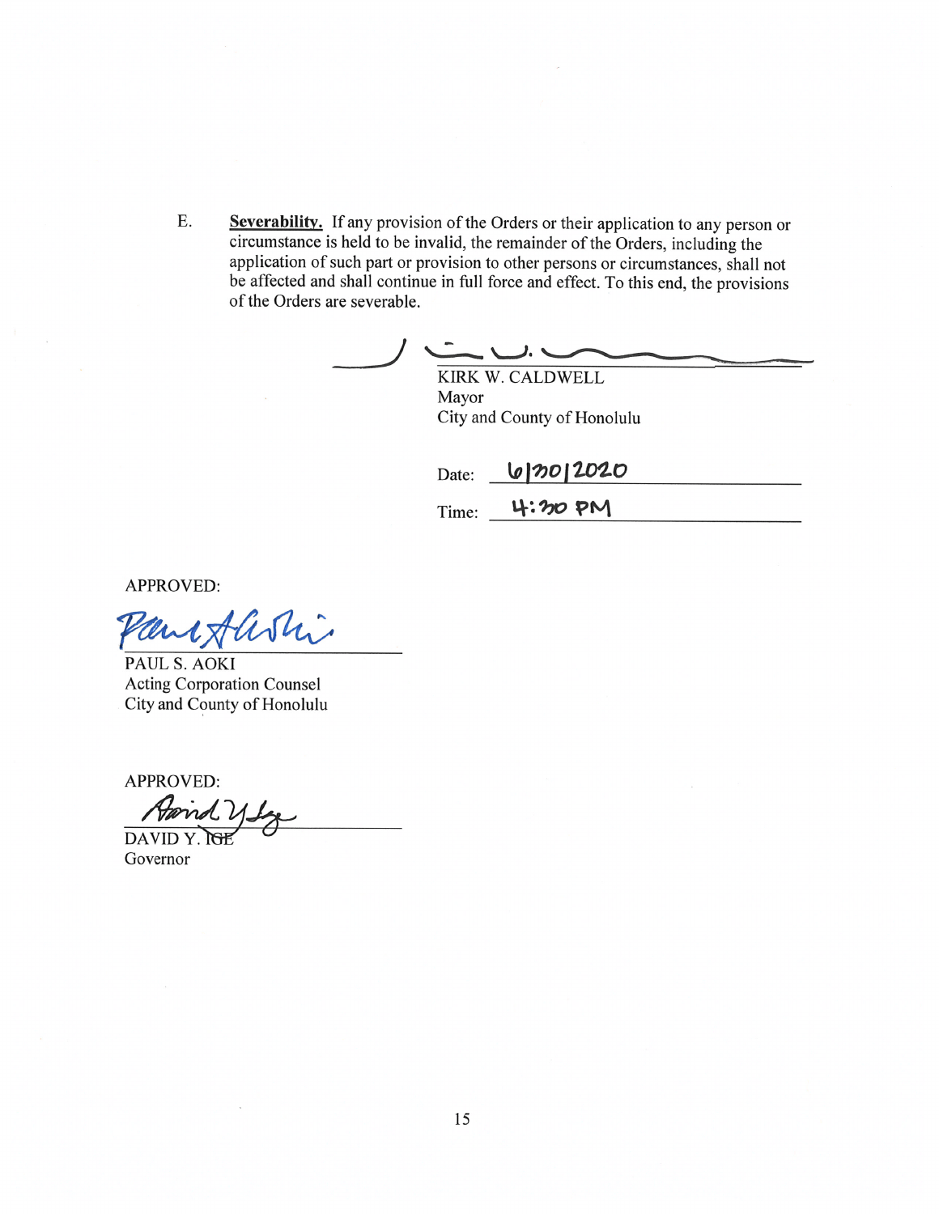E. **Severability.** If any provision of the Orders or their application to any person or circumstance is held to be invalid, the remainder of the Orders, including the application of such part or provision to other persons or circumstances, shall not be affected and shall continue in full force and effect. To this end, the provisions of the Orders are severable.

KIRK W. CALDWELL
Mayor
City and County of Honolulu

Date: 6/30/2020

Time: 4:30 PM

APPROVED:

PAUL S. AOKI
Acting Corporation Counsel
City and County of Honolulu

APPROVED:

DAVID Y. IGE
Governor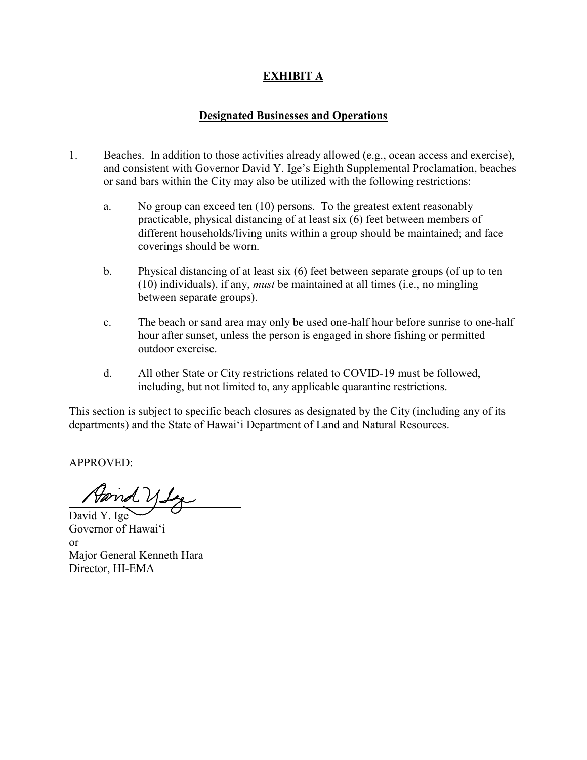**EXHIBIT A**

**Designated Businesses and Operations**

1. Beaches. In addition to those activities already allowed (e.g., ocean access and exercise), and consistent with Governor David Y. Ige's Eighth Supplemental Proclamation, beaches or sand bars within the City may also be utilized with the following restrictions:

   a. No group can exceed ten (10) persons. To the greatest extent reasonably practicable, physical distancing of at least six (6) feet between members of different households/living units within a group should be maintained; and face coverings should be worn.

   b. Physical distancing of at least six (6) feet between separate groups (of up to ten (10) individuals), if any, *must* be maintained at all times (i.e., no mingling between separate groups).

   c. The beach or sand area may only be used one-half hour before sunrise to one-half hour after sunset, unless the person is engaged in shore fishing or permitted outdoor exercise.

   d. All other State or City restrictions related to COVID-19 must be followed, including, but not limited to, any applicable quarantine restrictions.

This section is subject to specific beach closures as designated by the City (including any of its departments) and the State of Hawai'i Department of Land and Natural Resources.

APPROVED:

David Y. Ige
Governor of Hawai'i
or
Major General Kenneth Hara
Director, HI-EMA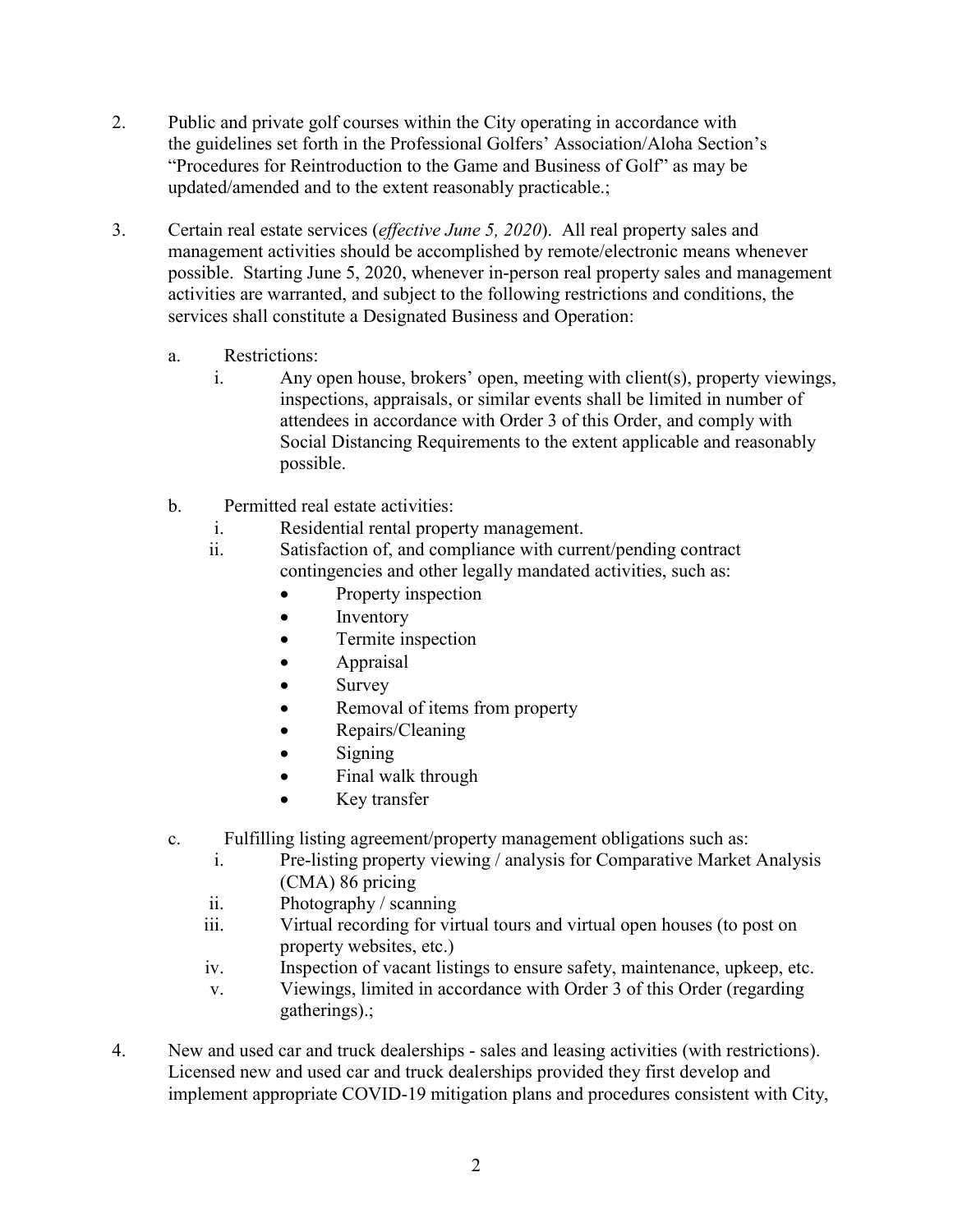2. Public and private golf courses within the City operating in accordance with the guidelines set forth in the Professional Golfers' Association/Aloha Section's "Procedures for Reintroduction to the Game and Business of Golf" as may be updated/amended and to the extent reasonably practicable.;

3. Certain real estate services (*effective June 5, 2020*). All real property sales and management activities should be accomplished by remote/electronic means whenever possible. Starting June 5, 2020, whenever in-person real property sales and management activities are warranted, and subject to the following restrictions and conditions, the services shall constitute a Designated Business and Operation:

   a. Restrictions:
      i. Any open house, brokers' open, meeting with client(s), property viewings, inspections, appraisals, or similar events shall be limited in number of attendees in accordance with Order 3 of this Order, and comply with Social Distancing Requirements to the extent applicable and reasonably possible.

   b. Permitted real estate activities:
      i. Residential rental property management.
      ii. Satisfaction of, and compliance with current/pending contract contingencies and other legally mandated activities, such as:
         - Property inspection
         - Inventory
         - Termite inspection
         - Appraisal
         - Survey
         - Removal of items from property
         - Repairs/Cleaning
         - Signing
         - Final walk through
         - Key transfer

   c. Fulfilling listing agreement/property management obligations such as:
      i. Pre-listing property viewing / analysis for Comparative Market Analysis (CMA) 86 pricing
      ii. Photography / scanning
      iii. Virtual recording for virtual tours and virtual open houses (to post on property websites, etc.)
      iv. Inspection of vacant listings to ensure safety, maintenance, upkeep, etc.
      v. Viewings, limited in accordance with Order 3 of this Order (regarding gatherings).;

4. New and used car and truck dealerships - sales and leasing activities (with restrictions). Licensed new and used car and truck dealerships provided they first develop and implement appropriate COVID-19 mitigation plans and procedures consistent with City,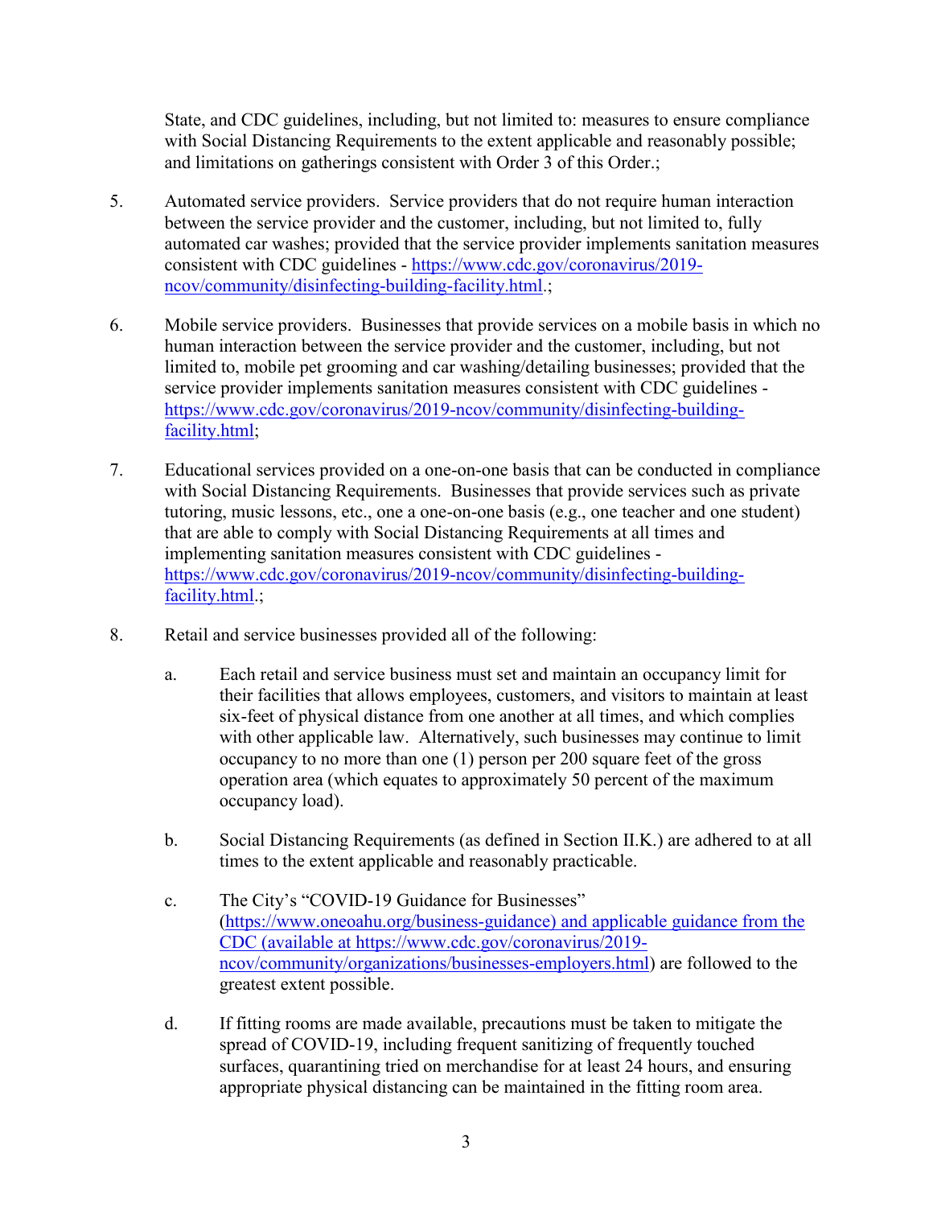State, and CDC guidelines, including, but not limited to: measures to ensure compliance with Social Distancing Requirements to the extent applicable and reasonably possible; and limitations on gatherings consistent with Order 3 of this Order.;

5. Automated service providers. Service providers that do not require human interaction between the service provider and the customer, including, but not limited to, fully automated car washes; provided that the service provider implements sanitation measures consistent with CDC guidelines - https://www.cdc.gov/coronavirus/2019-ncov/community/disinfecting-building-facility.html.;

6. Mobile service providers. Businesses that provide services on a mobile basis in which no human interaction between the service provider and the customer, including, but not limited to, mobile pet grooming and car washing/detailing businesses; provided that the service provider implements sanitation measures consistent with CDC guidelines - https://www.cdc.gov/coronavirus/2019-ncov/community/disinfecting-building-facility.html;

7. Educational services provided on a one-on-one basis that can be conducted in compliance with Social Distancing Requirements. Businesses that provide services such as private tutoring, music lessons, etc., one a one-on-one basis (e.g., one teacher and one student) that are able to comply with Social Distancing Requirements at all times and implementing sanitation measures consistent with CDC guidelines - https://www.cdc.gov/coronavirus/2019-ncov/community/disinfecting-building-facility.html.;

8. Retail and service businesses provided all of the following:

   a. Each retail and service business must set and maintain an occupancy limit for their facilities that allows employees, customers, and visitors to maintain at least six-feet of physical distance from one another at all times, and which complies with other applicable law. Alternatively, such businesses may continue to limit occupancy to no more than one (1) person per 200 square feet of the gross operation area (which equates to approximately 50 percent of the maximum occupancy load).

   b. Social Distancing Requirements (as defined in Section II.K.) are adhered to at all times to the extent applicable and reasonably practicable.

   c. The City's "COVID-19 Guidance for Businesses" (https://www.oneoahu.org/business-guidance) and applicable guidance from the CDC (available at https://www.cdc.gov/coronavirus/2019-ncov/community/organizations/businesses-employers.html) are followed to the greatest extent possible.

   d. If fitting rooms are made available, precautions must be taken to mitigate the spread of COVID-19, including frequent sanitizing of frequently touched surfaces, quarantining tried on merchandise for at least 24 hours, and ensuring appropriate physical distancing can be maintained in the fitting room area.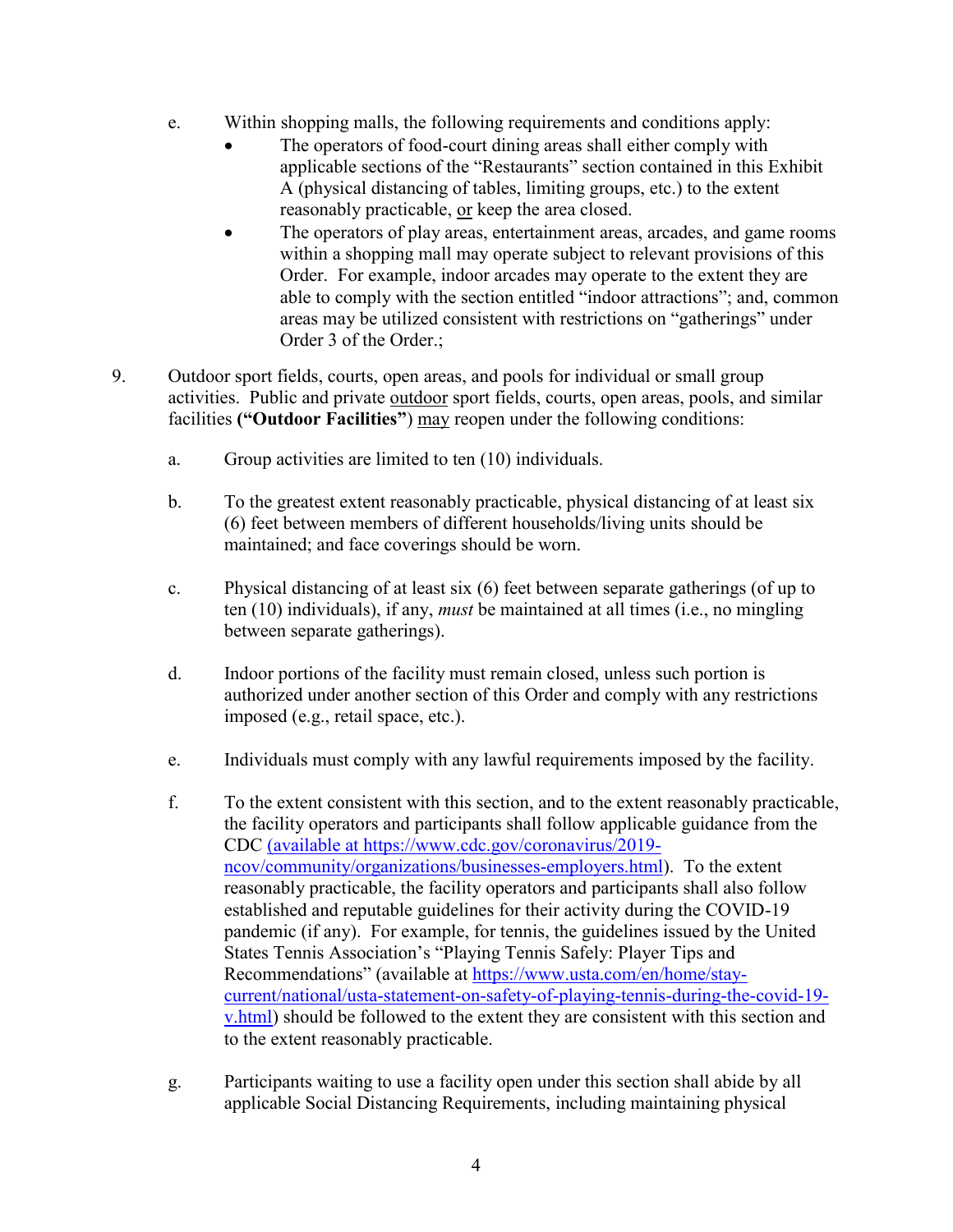e. Within shopping malls, the following requirements and conditions apply:

- The operators of food-court dining areas shall either comply with applicable sections of the "Restaurants" section contained in this Exhibit A (physical distancing of tables, limiting groups, etc.) to the extent reasonably practicable, <u>or</u> keep the area closed.
- The operators of play areas, entertainment areas, arcades, and game rooms within a shopping mall may operate subject to relevant provisions of this Order. For example, indoor arcades may operate to the extent they are able to comply with the section entitled "indoor attractions"; and, common areas may be utilized consistent with restrictions on "gatherings" under Order 3 of the Order.;

9. Outdoor sport fields, courts, open areas, and pools for individual or small group activities. Public and private <u>outdoor</u> sport fields, courts, open areas, pools, and similar facilities **("Outdoor Facilities"**) <u>may</u> reopen under the following conditions:

   a. Group activities are limited to ten (10) individuals.

   b. To the greatest extent reasonably practicable, physical distancing of at least six (6) feet between members of different households/living units should be maintained; and face coverings should be worn.

   c. Physical distancing of at least six (6) feet between separate gatherings (of up to ten (10) individuals), if any, *must* be maintained at all times (i.e., no mingling between separate gatherings).

   d. Indoor portions of the facility must remain closed, unless such portion is authorized under another section of this Order and comply with any restrictions imposed (e.g., retail space, etc.).

   e. Individuals must comply with any lawful requirements imposed by the facility.

   f. To the extent consistent with this section, and to the extent reasonably practicable, the facility operators and participants shall follow applicable guidance from the CDC (available at https://www.cdc.gov/coronavirus/2019-ncov/community/organizations/businesses-employers.html). To the extent reasonably practicable, the facility operators and participants shall also follow established and reputable guidelines for their activity during the COVID-19 pandemic (if any). For example, for tennis, the guidelines issued by the United States Tennis Association's "Playing Tennis Safely: Player Tips and Recommendations" (available at https://www.usta.com/en/home/stay-current/national/usta-statement-on-safety-of-playing-tennis-during-the-covid-19-v.html) should be followed to the extent they are consistent with this section and to the extent reasonably practicable.

   g. Participants waiting to use a facility open under this section shall abide by all applicable Social Distancing Requirements, including maintaining physical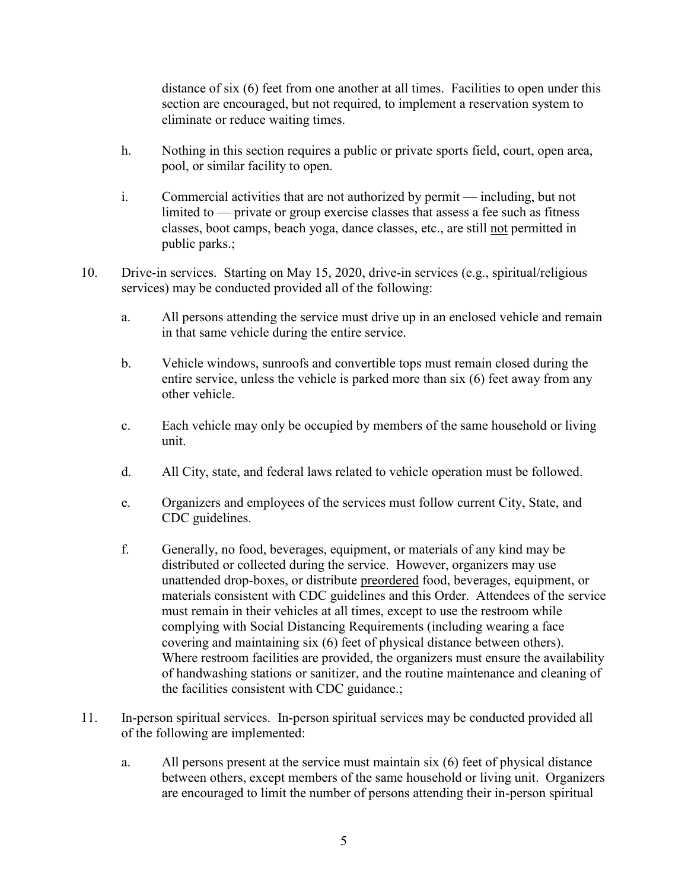distance of six (6) feet from one another at all times. Facilities to open under this section are encouraged, but not required, to implement a reservation system to eliminate or reduce waiting times.

h. Nothing in this section requires a public or private sports field, court, open area, pool, or similar facility to open.

i. Commercial activities that are not authorized by permit — including, but not limited to — private or group exercise classes that assess a fee such as fitness classes, boot camps, beach yoga, dance classes, etc., are still <u>not</u> permitted in public parks.;

10. Drive-in services. Starting on May 15, 2020, drive-in services (e.g., spiritual/religious services) may be conducted provided all of the following:

    a. All persons attending the service must drive up in an enclosed vehicle and remain in that same vehicle during the entire service.

    b. Vehicle windows, sunroofs and convertible tops must remain closed during the entire service, unless the vehicle is parked more than six (6) feet away from any other vehicle.

    c. Each vehicle may only be occupied by members of the same household or living unit.

    d. All City, state, and federal laws related to vehicle operation must be followed.

    e. Organizers and employees of the services must follow current City, State, and CDC guidelines.

    f. Generally, no food, beverages, equipment, or materials of any kind may be distributed or collected during the service. However, organizers may use unattended drop-boxes, or distribute <u>preordered</u> food, beverages, equipment, or materials consistent with CDC guidelines and this Order. Attendees of the service must remain in their vehicles at all times, except to use the restroom while complying with Social Distancing Requirements (including wearing a face covering and maintaining six (6) feet of physical distance between others). Where restroom facilities are provided, the organizers must ensure the availability of handwashing stations or sanitizer, and the routine maintenance and cleaning of the facilities consistent with CDC guidance.;

11. In-person spiritual services. In-person spiritual services may be conducted provided all of the following are implemented:

    a. All persons present at the service must maintain six (6) feet of physical distance between others, except members of the same household or living unit. Organizers are encouraged to limit the number of persons attending their in-person spiritual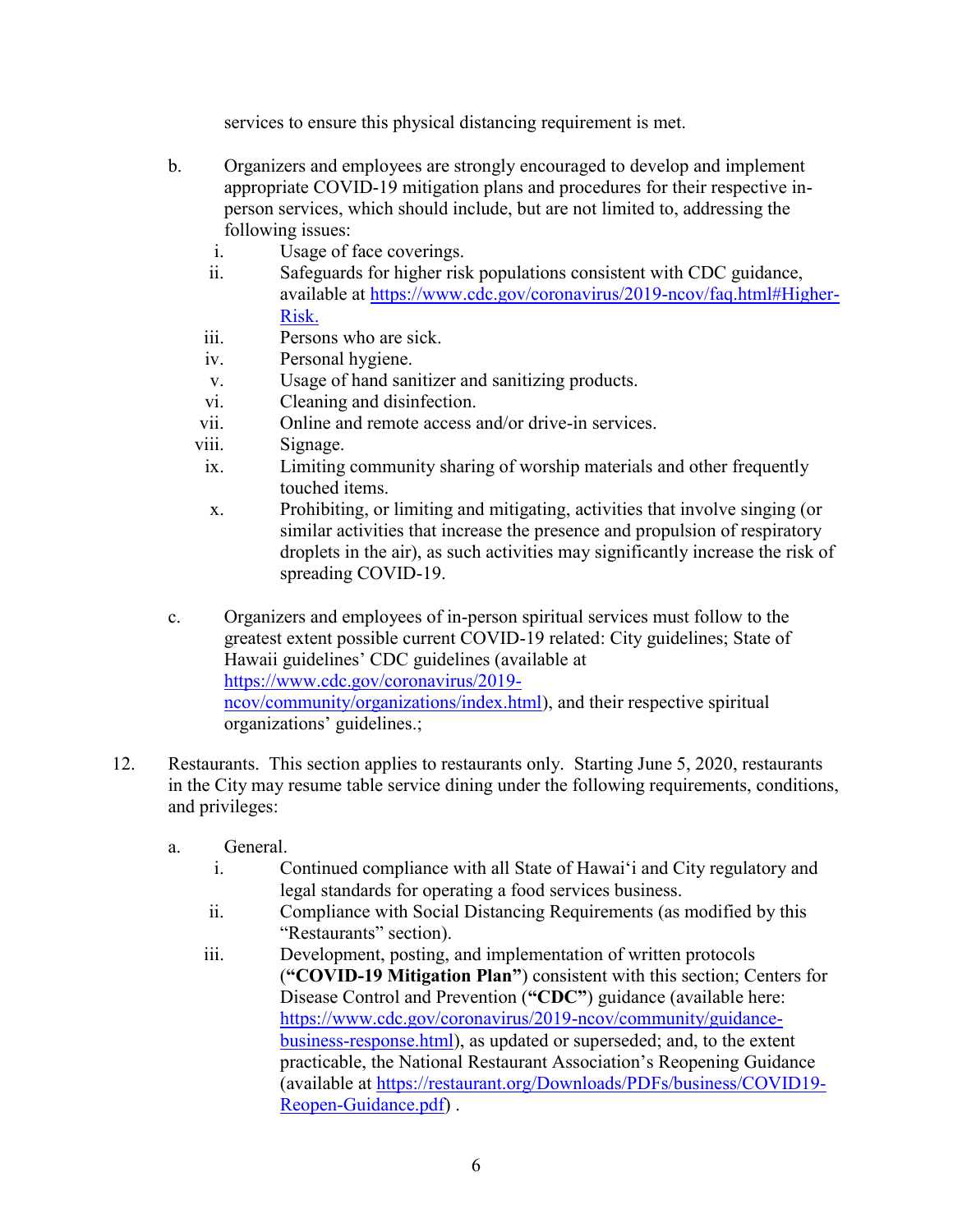services to ensure this physical distancing requirement is met.

b. Organizers and employees are strongly encouraged to develop and implement appropriate COVID-19 mitigation plans and procedures for their respective in-person services, which should include, but are not limited to, addressing the following issues:

   i. Usage of face coverings.
   ii. Safeguards for higher risk populations consistent with CDC guidance, available at [https://www.cdc.gov/coronavirus/2019-ncov/faq.html#Higher-Risk.](https://www.cdc.gov/coronavirus/2019-ncov/faq.html#Higher-Risk)
   iii. Persons who are sick.
   iv. Personal hygiene.
   v. Usage of hand sanitizer and sanitizing products.
   vi. Cleaning and disinfection.
   vii. Online and remote access and/or drive-in services.
   viii. Signage.
   ix. Limiting community sharing of worship materials and other frequently touched items.
   x. Prohibiting, or limiting and mitigating, activities that involve singing (or similar activities that increase the presence and propulsion of respiratory droplets in the air), as such activities may significantly increase the risk of spreading COVID-19.

c. Organizers and employees of in-person spiritual services must follow to the greatest extent possible current COVID-19 related: City guidelines; State of Hawaii guidelines' CDC guidelines (available at [https://www.cdc.gov/coronavirus/2019-ncov/community/organizations/index.html](https://www.cdc.gov/coronavirus/2019-ncov/community/organizations/index.html)), and their respective spiritual organizations' guidelines.;

12. Restaurants. This section applies to restaurants only. Starting June 5, 2020, restaurants in the City may resume table service dining under the following requirements, conditions, and privileges:

   a. General.

      i. Continued compliance with all State of Hawaiʻi and City regulatory and legal standards for operating a food services business.
      ii. Compliance with Social Distancing Requirements (as modified by this "Restaurants" section).
      iii. Development, posting, and implementation of written protocols (**"COVID-19 Mitigation Plan"**) consistent with this section; Centers for Disease Control and Prevention (**"CDC"**) guidance (available here: [https://www.cdc.gov/coronavirus/2019-ncov/community/guidance-business-response.html](https://www.cdc.gov/coronavirus/2019-ncov/community/guidance-business-response.html)), as updated or superseded; and, to the extent practicable, the National Restaurant Association's Reopening Guidance (available at [https://restaurant.org/Downloads/PDFs/business/COVID19-Reopen-Guidance.pdf](https://restaurant.org/Downloads/PDFs/business/COVID19-Reopen-Guidance.pdf)) .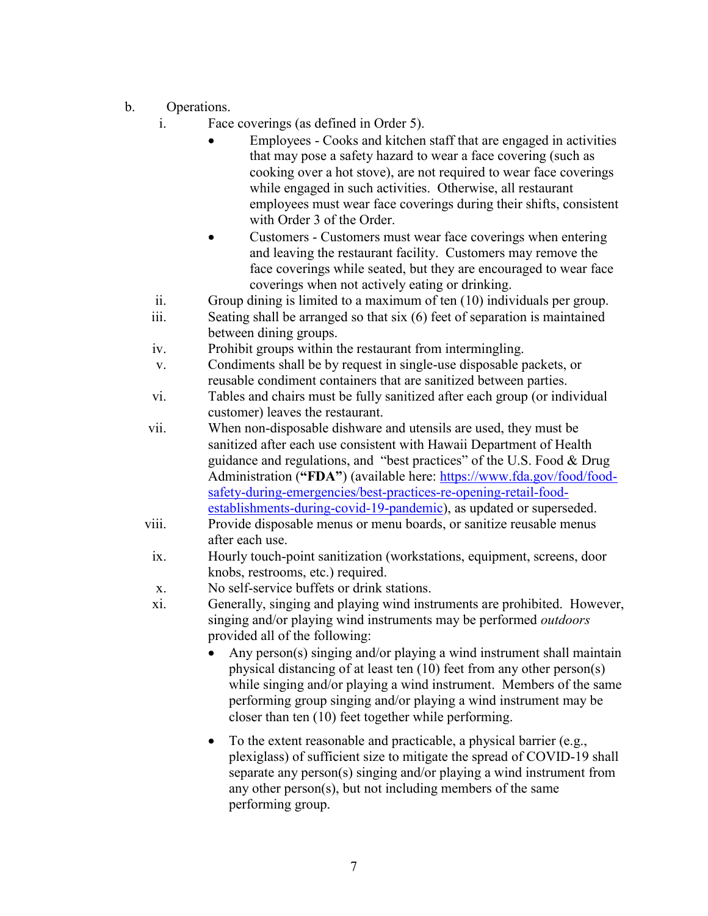b. Operations.

i. Face coverings (as defined in Order 5).

- Employees - Cooks and kitchen staff that are engaged in activities that may pose a safety hazard to wear a face covering (such as cooking over a hot stove), are not required to wear face coverings while engaged in such activities. Otherwise, all restaurant employees must wear face coverings during their shifts, consistent with Order 3 of the Order.
- Customers - Customers must wear face coverings when entering and leaving the restaurant facility. Customers may remove the face coverings while seated, but they are encouraged to wear face coverings when not actively eating or drinking.

ii. Group dining is limited to a maximum of ten (10) individuals per group.

iii. Seating shall be arranged so that six (6) feet of separation is maintained between dining groups.

iv. Prohibit groups within the restaurant from intermingling.

v. Condiments shall be by request in single-use disposable packets, or reusable condiment containers that are sanitized between parties.

vi. Tables and chairs must be fully sanitized after each group (or individual customer) leaves the restaurant.

vii. When non-disposable dishware and utensils are used, they must be sanitized after each use consistent with Hawaii Department of Health guidance and regulations, and "best practices" of the U.S. Food & Drug Administration (**"FDA"**) (available here: [https://www.fda.gov/food/food-safety-during-emergencies/best-practices-re-opening-retail-food-establishments-during-covid-19-pandemic](https://www.fda.gov/food/food-safety-during-emergencies/best-practices-re-opening-retail-food-establishments-during-covid-19-pandemic)), as updated or superseded.

viii. Provide disposable menus or menu boards, or sanitize reusable menus after each use.

ix. Hourly touch-point sanitization (workstations, equipment, screens, door knobs, restrooms, etc.) required.

x. No self-service buffets or drink stations.

xi. Generally, singing and playing wind instruments are prohibited. However, singing and/or playing wind instruments may be performed *outdoors* provided all of the following:

- Any person(s) singing and/or playing a wind instrument shall maintain physical distancing of at least ten (10) feet from any other person(s) while singing and/or playing a wind instrument. Members of the same performing group singing and/or playing a wind instrument may be closer than ten (10) feet together while performing.

- To the extent reasonable and practicable, a physical barrier (e.g., plexiglass) of sufficient size to mitigate the spread of COVID-19 shall separate any person(s) singing and/or playing a wind instrument from any other person(s), but not including members of the same performing group.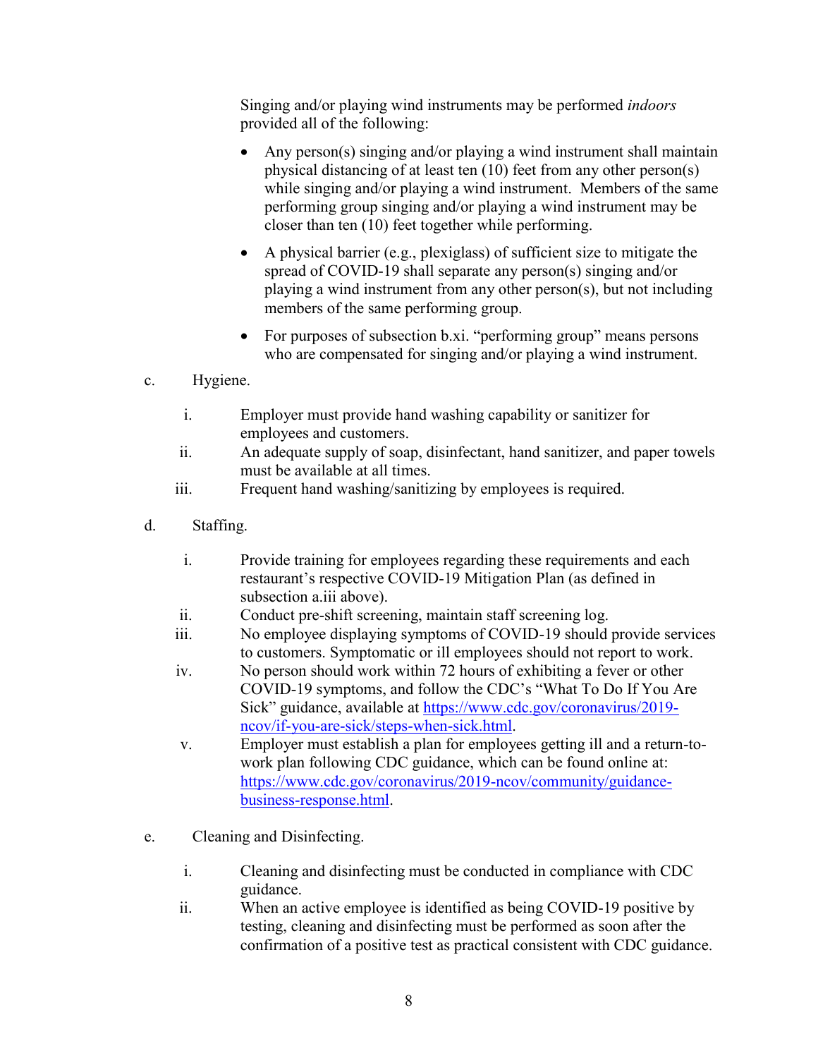Singing and/or playing wind instruments may be performed *indoors* provided all of the following:

- Any person(s) singing and/or playing a wind instrument shall maintain physical distancing of at least ten (10) feet from any other person(s) while singing and/or playing a wind instrument. Members of the same performing group singing and/or playing a wind instrument may be closer than ten (10) feet together while performing.
- A physical barrier (e.g., plexiglass) of sufficient size to mitigate the spread of COVID-19 shall separate any person(s) singing and/or playing a wind instrument from any other person(s), but not including members of the same performing group.
- For purposes of subsection b.xi. "performing group" means persons who are compensated for singing and/or playing a wind instrument.

c. Hygiene.

i. Employer must provide hand washing capability or sanitizer for employees and customers.

ii. An adequate supply of soap, disinfectant, hand sanitizer, and paper towels must be available at all times.

iii. Frequent hand washing/sanitizing by employees is required.

d. Staffing.

i. Provide training for employees regarding these requirements and each restaurant's respective COVID-19 Mitigation Plan (as defined in subsection a.iii above).

ii. Conduct pre-shift screening, maintain staff screening log.

iii. No employee displaying symptoms of COVID-19 should provide services to customers. Symptomatic or ill employees should not report to work.

iv. No person should work within 72 hours of exhibiting a fever or other COVID-19 symptoms, and follow the CDC's "What To Do If You Are Sick" guidance, available at https://www.cdc.gov/coronavirus/2019-ncov/if-you-are-sick/steps-when-sick.html.

v. Employer must establish a plan for employees getting ill and a return-to-work plan following CDC guidance, which can be found online at: https://www.cdc.gov/coronavirus/2019-ncov/community/guidance-business-response.html.

e. Cleaning and Disinfecting.

i. Cleaning and disinfecting must be conducted in compliance with CDC guidance.

ii. When an active employee is identified as being COVID-19 positive by testing, cleaning and disinfecting must be performed as soon after the confirmation of a positive test as practical consistent with CDC guidance.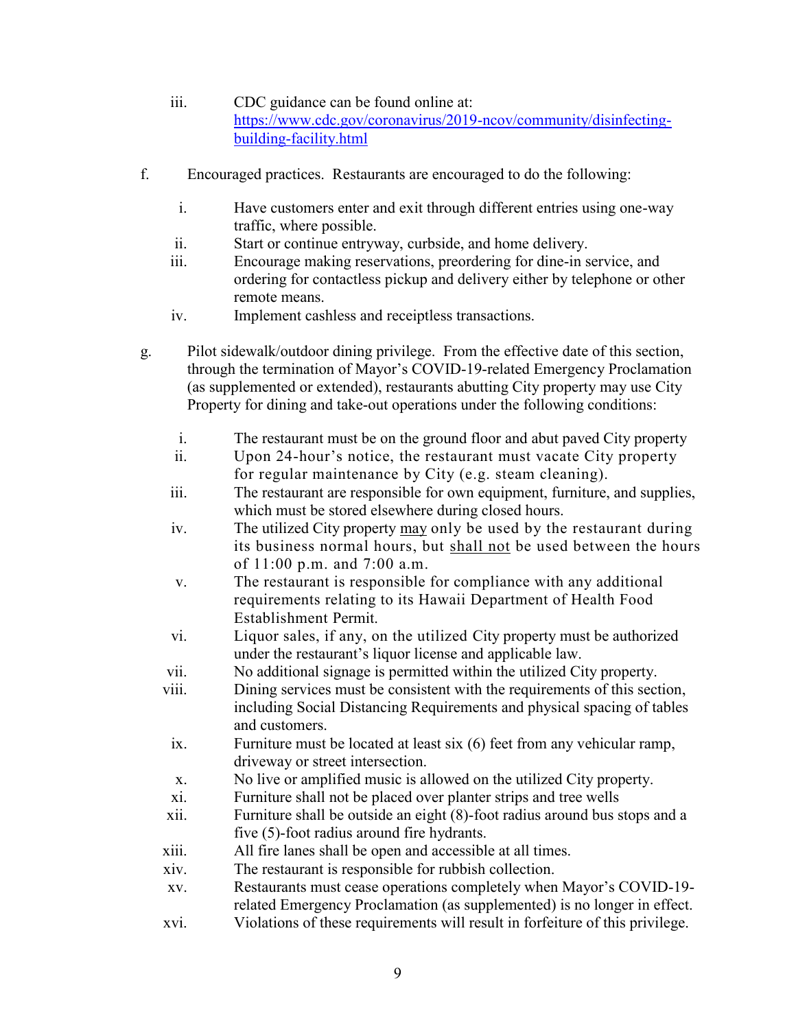iii. CDC guidance can be found online at: [https://www.cdc.gov/coronavirus/2019-ncov/community/disinfecting-building-facility.html](https://www.cdc.gov/coronavirus/2019-ncov/community/disinfecting-building-facility.html)

f. Encouraged practices. Restaurants are encouraged to do the following:

i. Have customers enter and exit through different entries using one-way traffic, where possible.

ii. Start or continue entryway, curbside, and home delivery.

iii. Encourage making reservations, preordering for dine-in service, and ordering for contactless pickup and delivery either by telephone or other remote means.

iv. Implement cashless and receiptless transactions.

g. Pilot sidewalk/outdoor dining privilege. From the effective date of this section, through the termination of Mayor's COVID-19-related Emergency Proclamation (as supplemented or extended), restaurants abutting City property may use City Property for dining and take-out operations under the following conditions:

i. The restaurant must be on the ground floor and abut paved City property

ii. Upon 24-hour's notice, the restaurant must vacate City property for regular maintenance by City (e.g. steam cleaning).

iii. The restaurant are responsible for own equipment, furniture, and supplies, which must be stored elsewhere during closed hours.

iv. The utilized City property <u>may</u> only be used by the restaurant during its business normal hours, but <u>shall not</u> be used between the hours of 11:00 p.m. and 7:00 a.m.

v. The restaurant is responsible for compliance with any additional requirements relating to its Hawaii Department of Health Food Establishment Permit.

vi. Liquor sales, if any, on the utilized City property must be authorized under the restaurant's liquor license and applicable law.

vii. No additional signage is permitted within the utilized City property.

viii. Dining services must be consistent with the requirements of this section, including Social Distancing Requirements and physical spacing of tables and customers.

ix. Furniture must be located at least six (6) feet from any vehicular ramp, driveway or street intersection.

x. No live or amplified music is allowed on the utilized City property.

xi. Furniture shall not be placed over planter strips and tree wells

xii. Furniture shall be outside an eight (8)-foot radius around bus stops and a five (5)-foot radius around fire hydrants.

xiii. All fire lanes shall be open and accessible at all times.

xiv. The restaurant is responsible for rubbish collection.

xv. Restaurants must cease operations completely when Mayor's COVID-19-related Emergency Proclamation (as supplemented) is no longer in effect.

xvi. Violations of these requirements will result in forfeiture of this privilege.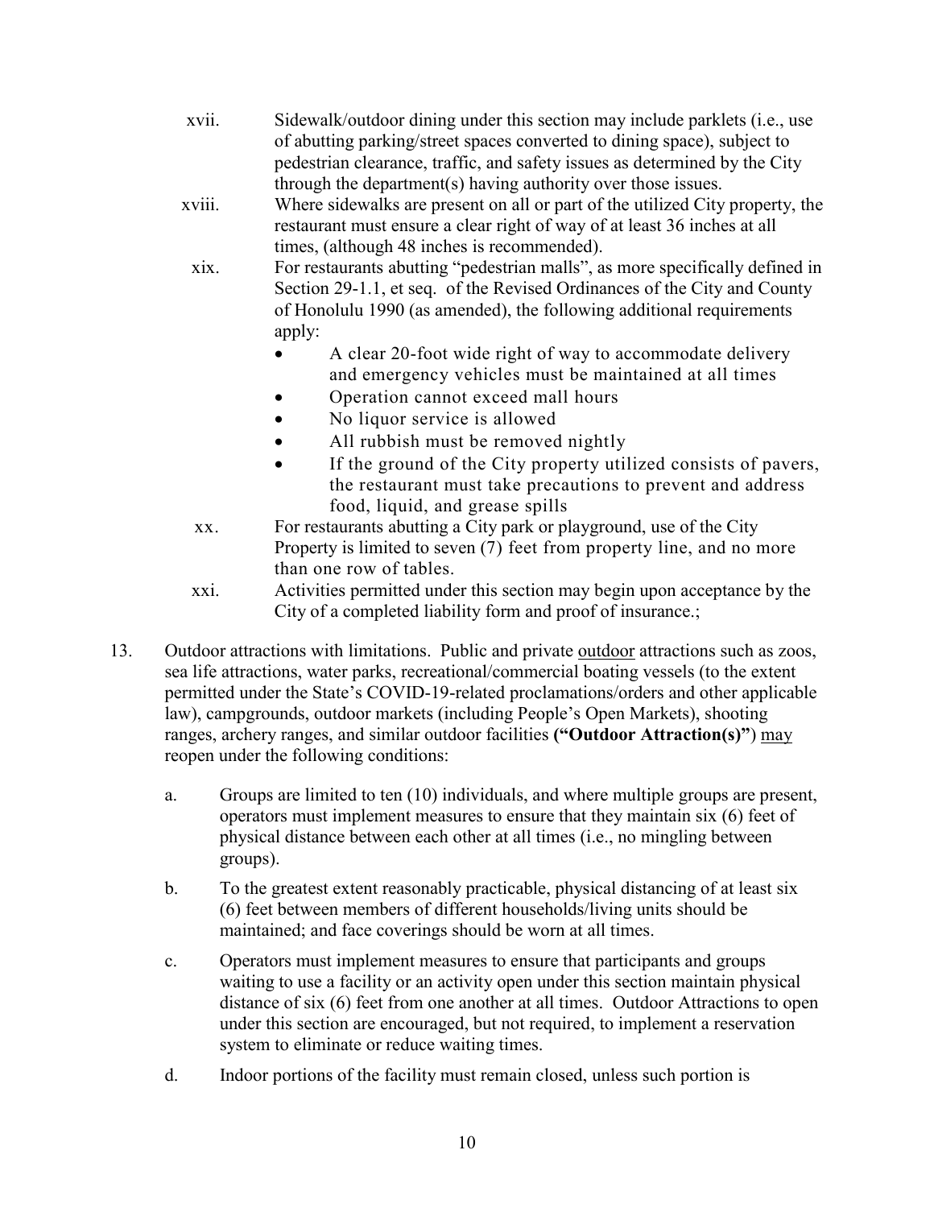xvii. Sidewalk/outdoor dining under this section may include parklets (i.e., use of abutting parking/street spaces converted to dining space), subject to pedestrian clearance, traffic, and safety issues as determined by the City through the department(s) having authority over those issues.

xviii. Where sidewalks are present on all or part of the utilized City property, the restaurant must ensure a clear right of way of at least 36 inches at all times, (although 48 inches is recommended).

xix. For restaurants abutting "pedestrian malls", as more specifically defined in Section 29-1.1, et seq. of the Revised Ordinances of the City and County of Honolulu 1990 (as amended), the following additional requirements apply:

- A clear 20-foot wide right of way to accommodate delivery and emergency vehicles must be maintained at all times
- Operation cannot exceed mall hours
- No liquor service is allowed
- All rubbish must be removed nightly
- If the ground of the City property utilized consists of pavers, the restaurant must take precautions to prevent and address food, liquid, and grease spills

xx. For restaurants abutting a City park or playground, use of the City Property is limited to seven (7) feet from property line, and no more than one row of tables.

xxi. Activities permitted under this section may begin upon acceptance by the City of a completed liability form and proof of insurance.;

13. Outdoor attractions with limitations. Public and private outdoor attractions such as zoos, sea life attractions, water parks, recreational/commercial boating vessels (to the extent permitted under the State's COVID-19-related proclamations/orders and other applicable law), campgrounds, outdoor markets (including People's Open Markets), shooting ranges, archery ranges, and similar outdoor facilities **("Outdoor Attraction(s)")** may reopen under the following conditions:

    a. Groups are limited to ten (10) individuals, and where multiple groups are present, operators must implement measures to ensure that they maintain six (6) feet of physical distance between each other at all times (i.e., no mingling between groups).

    b. To the greatest extent reasonably practicable, physical distancing of at least six (6) feet between members of different households/living units should be maintained; and face coverings should be worn at all times.

    c. Operators must implement measures to ensure that participants and groups waiting to use a facility or an activity open under this section maintain physical distance of six (6) feet from one another at all times. Outdoor Attractions to open under this section are encouraged, but not required, to implement a reservation system to eliminate or reduce waiting times.

    d. Indoor portions of the facility must remain closed, unless such portion is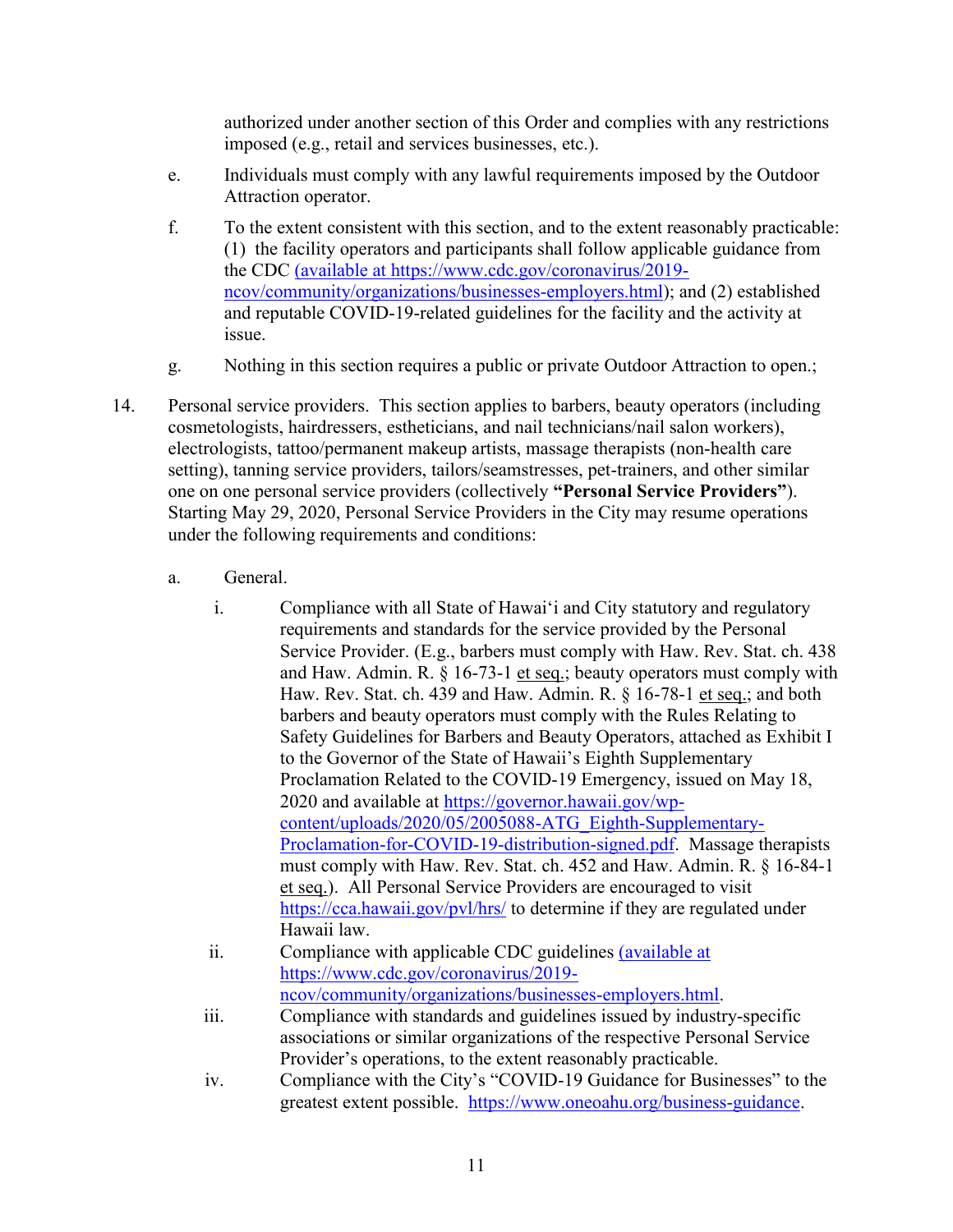authorized under another section of this Order and complies with any restrictions imposed (e.g., retail and services businesses, etc.).

e. Individuals must comply with any lawful requirements imposed by the Outdoor Attraction operator.

f. To the extent consistent with this section, and to the extent reasonably practicable: (1) the facility operators and participants shall follow applicable guidance from the CDC (available at https://www.cdc.gov/coronavirus/2019-ncov/community/organizations/businesses-employers.html); and (2) established and reputable COVID-19-related guidelines for the facility and the activity at issue.

g. Nothing in this section requires a public or private Outdoor Attraction to open.;

14. Personal service providers. This section applies to barbers, beauty operators (including cosmetologists, hairdressers, estheticians, and nail technicians/nail salon workers), electrologists, tattoo/permanent makeup artists, massage therapists (non-health care setting), tanning service providers, tailors/seamstresses, pet-trainers, and other similar one on one personal service providers (collectively **"Personal Service Providers"**). Starting May 29, 2020, Personal Service Providers in the City may resume operations under the following requirements and conditions:

a. General.

i. Compliance with all State of Hawai'i and City statutory and regulatory requirements and standards for the service provided by the Personal Service Provider. (E.g., barbers must comply with Haw. Rev. Stat. ch. 438 and Haw. Admin. R. § 16-73-1 et seq.; beauty operators must comply with Haw. Rev. Stat. ch. 439 and Haw. Admin. R. § 16-78-1 et seq.; and both barbers and beauty operators must comply with the Rules Relating to Safety Guidelines for Barbers and Beauty Operators, attached as Exhibit I to the Governor of the State of Hawaii's Eighth Supplementary Proclamation Related to the COVID-19 Emergency, issued on May 18, 2020 and available at https://governor.hawaii.gov/wp-content/uploads/2020/05/2005088-ATG_Eighth-Supplementary-Proclamation-for-COVID-19-distribution-signed.pdf. Massage therapists must comply with Haw. Rev. Stat. ch. 452 and Haw. Admin. R. § 16-84-1 et seq.). All Personal Service Providers are encouraged to visit https://cca.hawaii.gov/pvl/hrs/ to determine if they are regulated under Hawaii law.

ii. Compliance with applicable CDC guidelines (available at https://www.cdc.gov/coronavirus/2019-ncov/community/organizations/businesses-employers.html.

iii. Compliance with standards and guidelines issued by industry-specific associations or similar organizations of the respective Personal Service Provider's operations, to the extent reasonably practicable.

iv. Compliance with the City's "COVID-19 Guidance for Businesses" to the greatest extent possible. https://www.oneoahu.org/business-guidance.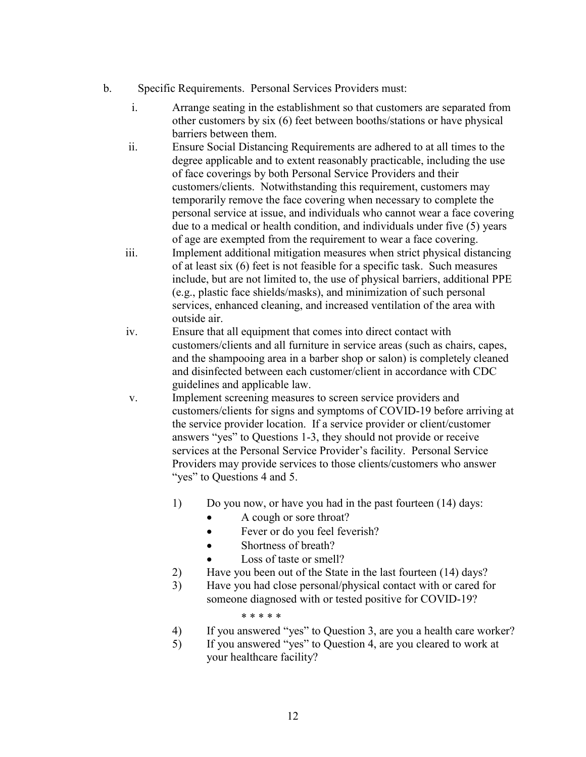b. Specific Requirements. Personal Services Providers must:

   i. Arrange seating in the establishment so that customers are separated from other customers by six (6) feet between booths/stations or have physical barriers between them.

   ii. Ensure Social Distancing Requirements are adhered to at all times to the degree applicable and to extent reasonably practicable, including the use of face coverings by both Personal Service Providers and their customers/clients. Notwithstanding this requirement, customers may temporarily remove the face covering when necessary to complete the personal service at issue, and individuals who cannot wear a face covering due to a medical or health condition, and individuals under five (5) years of age are exempted from the requirement to wear a face covering.

   iii. Implement additional mitigation measures when strict physical distancing of at least six (6) feet is not feasible for a specific task. Such measures include, but are not limited to, the use of physical barriers, additional PPE (e.g., plastic face shields/masks), and minimization of such personal services, enhanced cleaning, and increased ventilation of the area with outside air.

   iv. Ensure that all equipment that comes into direct contact with customers/clients and all furniture in service areas (such as chairs, capes, and the shampooing area in a barber shop or salon) is completely cleaned and disinfected between each customer/client in accordance with CDC guidelines and applicable law.

   v. Implement screening measures to screen service providers and customers/clients for signs and symptoms of COVID-19 before arriving at the service provider location. If a service provider or client/customer answers "yes" to Questions 1-3, they should not provide or receive services at the Personal Service Provider's facility. Personal Service Providers may provide services to those clients/customers who answer "yes" to Questions 4 and 5.

      1) Do you now, or have you had in the past fourteen (14) days:
         - A cough or sore throat?
         - Fever or do you feel feverish?
         - Shortness of breath?
         - Loss of taste or smell?

      2) Have you been out of the State in the last fourteen (14) days?

      3) Have you had close personal/physical contact with or cared for someone diagnosed with or tested positive for COVID-19?

         * * * * *

      4) If you answered "yes" to Question 3, are you a health care worker?

      5) If you answered "yes" to Question 4, are you cleared to work at your healthcare facility?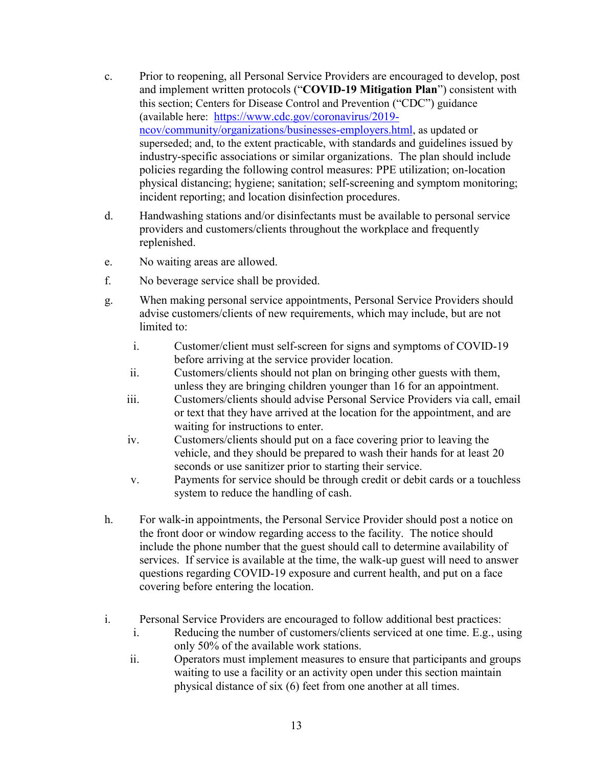c. Prior to reopening, all Personal Service Providers are encouraged to develop, post and implement written protocols ("**COVID-19 Mitigation Plan**") consistent with this section; Centers for Disease Control and Prevention ("CDC") guidance (available here: [https://www.cdc.gov/coronavirus/2019-ncov/community/organizations/businesses-employers.html](https://www.cdc.gov/coronavirus/2019-ncov/community/organizations/businesses-employers.html), as updated or superseded; and, to the extent practicable, with standards and guidelines issued by industry-specific associations or similar organizations. The plan should include policies regarding the following control measures: PPE utilization; on-location physical distancing; hygiene; sanitation; self-screening and symptom monitoring; incident reporting; and location disinfection procedures.

d. Handwashing stations and/or disinfectants must be available to personal service providers and customers/clients throughout the workplace and frequently replenished.

e. No waiting areas are allowed.

f. No beverage service shall be provided.

g. When making personal service appointments, Personal Service Providers should advise customers/clients of new requirements, which may include, but are not limited to:

   i. Customer/client must self-screen for signs and symptoms of COVID-19 before arriving at the service provider location.
   ii. Customers/clients should not plan on bringing other guests with them, unless they are bringing children younger than 16 for an appointment.
   iii. Customers/clients should advise Personal Service Providers via call, email or text that they have arrived at the location for the appointment, and are waiting for instructions to enter.
   iv. Customers/clients should put on a face covering prior to leaving the vehicle, and they should be prepared to wash their hands for at least 20 seconds or use sanitizer prior to starting their service.
   v. Payments for service should be through credit or debit cards or a touchless system to reduce the handling of cash.

h. For walk-in appointments, the Personal Service Provider should post a notice on the front door or window regarding access to the facility. The notice should include the phone number that the guest should call to determine availability of services. If service is available at the time, the walk-up guest will need to answer questions regarding COVID-19 exposure and current health, and put on a face covering before entering the location.

i. Personal Service Providers are encouraged to follow additional best practices:
   i. Reducing the number of customers/clients serviced at one time. E.g., using only 50% of the available work stations.
   ii. Operators must implement measures to ensure that participants and groups waiting to use a facility or an activity open under this section maintain physical distance of six (6) feet from one another at all times.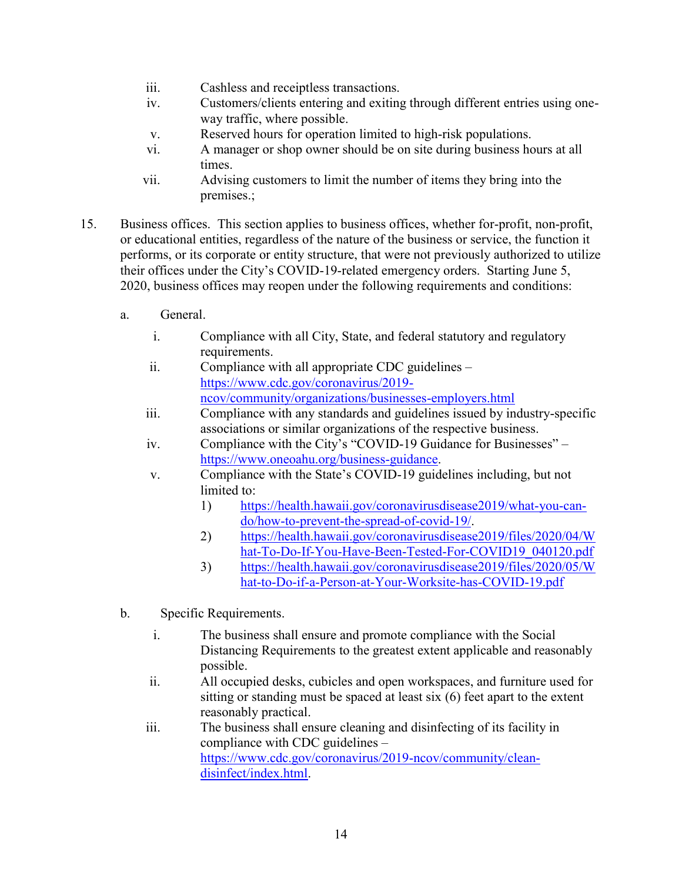iii. Cashless and receiptless transactions.

iv. Customers/clients entering and exiting through different entries using one-way traffic, where possible.

v. Reserved hours for operation limited to high-risk populations.

vi. A manager or shop owner should be on site during business hours at all times.

vii. Advising customers to limit the number of items they bring into the premises.;

15. Business offices. This section applies to business offices, whether for-profit, non-profit, or educational entities, regardless of the nature of the business or service, the function it performs, or its corporate or entity structure, that were not previously authorized to utilize their offices under the City's COVID-19-related emergency orders. Starting June 5, 2020, business offices may reopen under the following requirements and conditions:

a. General.

i. Compliance with all City, State, and federal statutory and regulatory requirements.

ii. Compliance with all appropriate CDC guidelines – https://www.cdc.gov/coronavirus/2019-ncov/community/organizations/businesses-employers.html

iii. Compliance with any standards and guidelines issued by industry-specific associations or similar organizations of the respective business.

iv. Compliance with the City's "COVID-19 Guidance for Businesses" – https://www.oneoahu.org/business-guidance.

v. Compliance with the State's COVID-19 guidelines including, but not limited to:

1) https://health.hawaii.gov/coronavirusdisease2019/what-you-can-do/how-to-prevent-the-spread-of-covid-19/.

2) https://health.hawaii.gov/coronavirusdisease2019/files/2020/04/What-To-Do-If-You-Have-Been-Tested-For-COVID19_040120.pdf

3) https://health.hawaii.gov/coronavirusdisease2019/files/2020/05/What-to-Do-if-a-Person-at-Your-Worksite-has-COVID-19.pdf

b. Specific Requirements.

i. The business shall ensure and promote compliance with the Social Distancing Requirements to the greatest extent applicable and reasonably possible.

ii. All occupied desks, cubicles and open workspaces, and furniture used for sitting or standing must be spaced at least six (6) feet apart to the extent reasonably practical.

iii. The business shall ensure cleaning and disinfecting of its facility in compliance with CDC guidelines – https://www.cdc.gov/coronavirus/2019-ncov/community/clean-disinfect/index.html.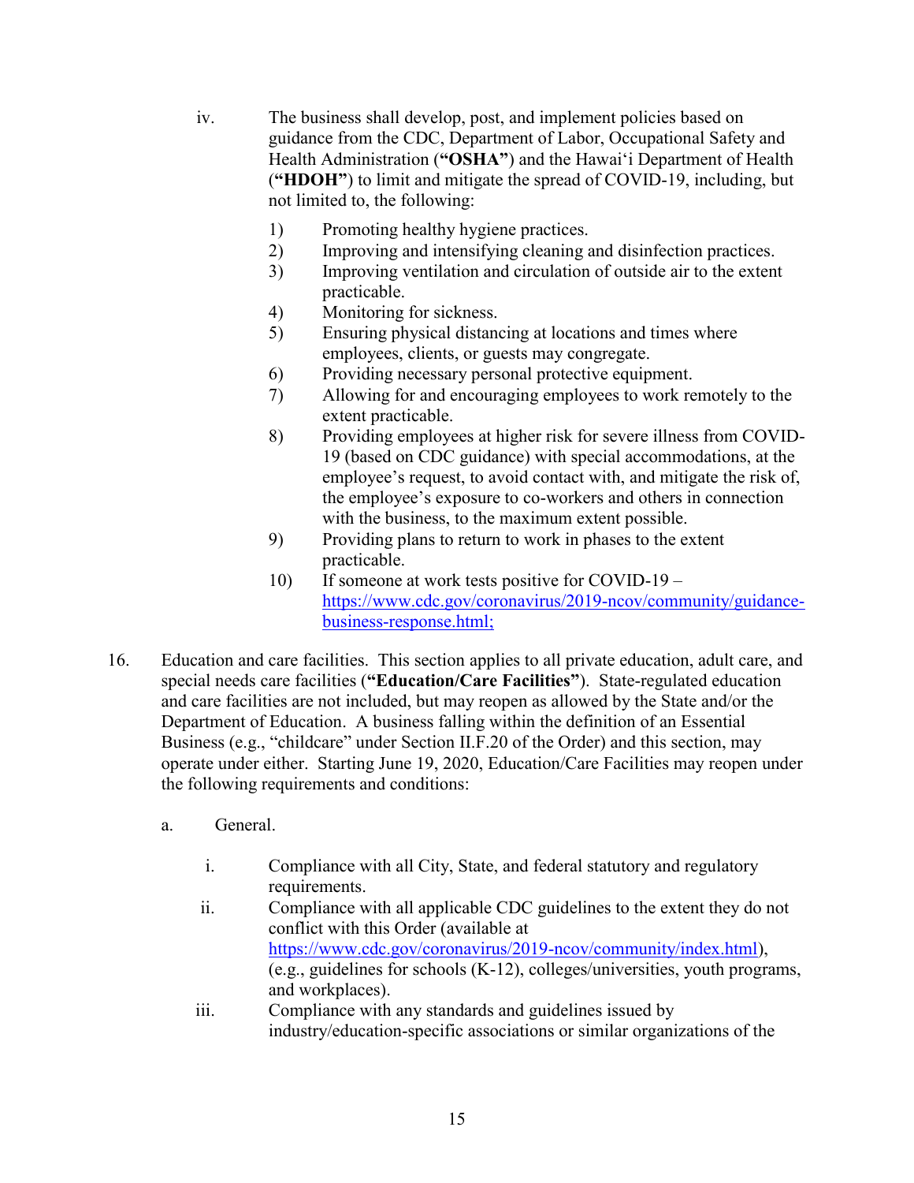iv. The business shall develop, post, and implement policies based on guidance from the CDC, Department of Labor, Occupational Safety and Health Administration (**"OSHA"**) and the Hawaiʻi Department of Health (**"HDOH"**) to limit and mitigate the spread of COVID-19, including, but not limited to, the following:

1) Promoting healthy hygiene practices.
2) Improving and intensifying cleaning and disinfection practices.
3) Improving ventilation and circulation of outside air to the extent practicable.
4) Monitoring for sickness.
5) Ensuring physical distancing at locations and times where employees, clients, or guests may congregate.
6) Providing necessary personal protective equipment.
7) Allowing for and encouraging employees to work remotely to the extent practicable.
8) Providing employees at higher risk for severe illness from COVID-19 (based on CDC guidance) with special accommodations, at the employee's request, to avoid contact with, and mitigate the risk of, the employee's exposure to co-workers and others in connection with the business, to the maximum extent possible.
9) Providing plans to return to work in phases to the extent practicable.
10) If someone at work tests positive for COVID-19 – https://www.cdc.gov/coronavirus/2019-ncov/community/guidance-business-response.html;

16. Education and care facilities. This section applies to all private education, adult care, and special needs care facilities (**"Education/Care Facilities"**). State-regulated education and care facilities are not included, but may reopen as allowed by the State and/or the Department of Education. A business falling within the definition of an Essential Business (e.g., "childcare" under Section II.F.20 of the Order) and this section, may operate under either. Starting June 19, 2020, Education/Care Facilities may reopen under the following requirements and conditions:

a. General.

i. Compliance with all City, State, and federal statutory and regulatory requirements.

ii. Compliance with all applicable CDC guidelines to the extent they do not conflict with this Order (available at https://www.cdc.gov/coronavirus/2019-ncov/community/index.html), (e.g., guidelines for schools (K-12), colleges/universities, youth programs, and workplaces).

iii. Compliance with any standards and guidelines issued by industry/education-specific associations or similar organizations of the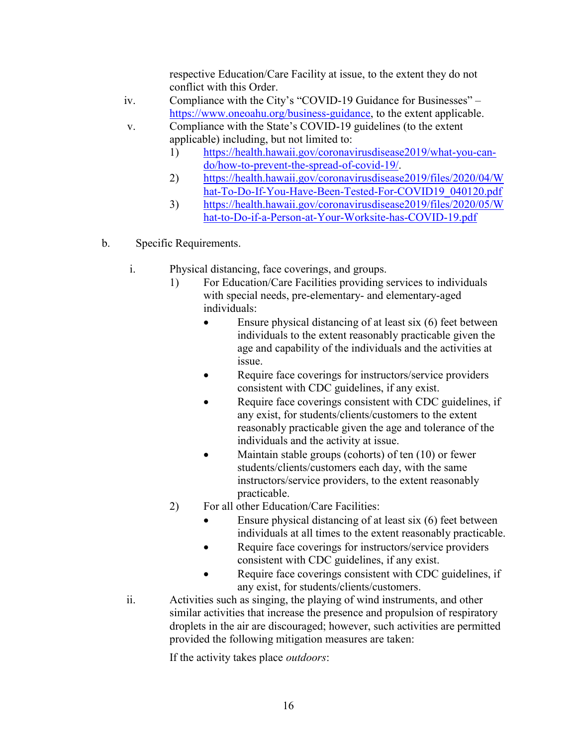respective Education/Care Facility at issue, to the extent they do not conflict with this Order.

iv. Compliance with the City's "COVID-19 Guidance for Businesses" – https://www.oneoahu.org/business-guidance, to the extent applicable.

v. Compliance with the State's COVID-19 guidelines (to the extent applicable) including, but not limited to:

1) https://health.hawaii.gov/coronavirusdisease2019/what-you-can-do/how-to-prevent-the-spread-of-covid-19/.
2) https://health.hawaii.gov/coronavirusdisease2019/files/2020/04/What-To-Do-If-You-Have-Been-Tested-For-COVID19_040120.pdf
3) https://health.hawaii.gov/coronavirusdisease2019/files/2020/05/What-to-Do-if-a-Person-at-Your-Worksite-has-COVID-19.pdf

b. Specific Requirements.

i. Physical distancing, face coverings, and groups.

1) For Education/Care Facilities providing services to individuals with special needs, pre-elementary- and elementary-aged individuals:
   - Ensure physical distancing of at least six (6) feet between individuals to the extent reasonably practicable given the age and capability of the individuals and the activities at issue.
   - Require face coverings for instructors/service providers consistent with CDC guidelines, if any exist.
   - Require face coverings consistent with CDC guidelines, if any exist, for students/clients/customers to the extent reasonably practicable given the age and tolerance of the individuals and the activity at issue.
   - Maintain stable groups (cohorts) of ten (10) or fewer students/clients/customers each day, with the same instructors/service providers, to the extent reasonably practicable.

2) For all other Education/Care Facilities:
   - Ensure physical distancing of at least six (6) feet between individuals at all times to the extent reasonably practicable.
   - Require face coverings for instructors/service providers consistent with CDC guidelines, if any exist.
   - Require face coverings consistent with CDC guidelines, if any exist, for students/clients/customers.

ii. Activities such as singing, the playing of wind instruments, and other similar activities that increase the presence and propulsion of respiratory droplets in the air are discouraged; however, such activities are permitted provided the following mitigation measures are taken:

If the activity takes place *outdoors*: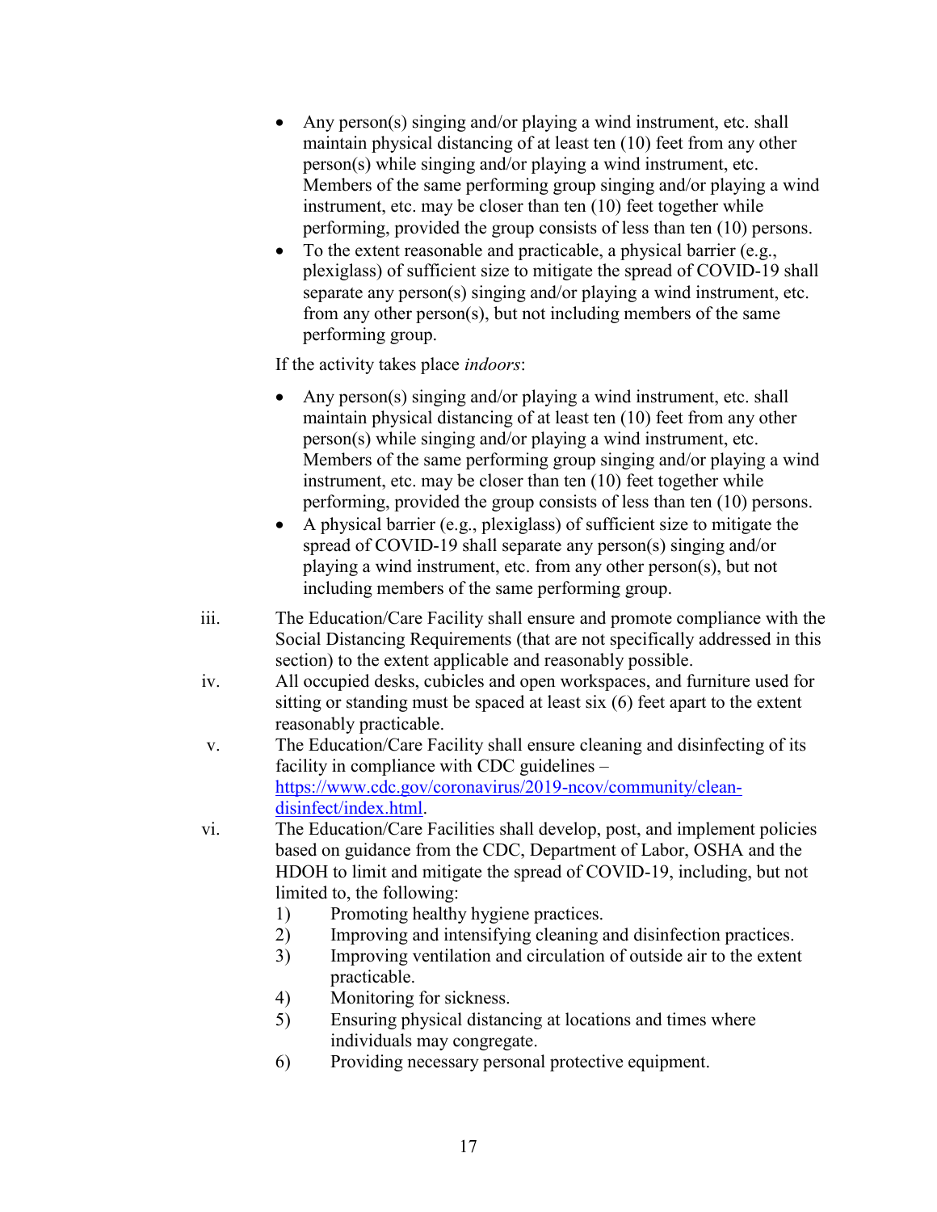- Any person(s) singing and/or playing a wind instrument, etc. shall maintain physical distancing of at least ten (10) feet from any other person(s) while singing and/or playing a wind instrument, etc. Members of the same performing group singing and/or playing a wind instrument, etc. may be closer than ten (10) feet together while performing, provided the group consists of less than ten (10) persons.
- To the extent reasonable and practicable, a physical barrier (e.g., plexiglass) of sufficient size to mitigate the spread of COVID-19 shall separate any person(s) singing and/or playing a wind instrument, etc. from any other person(s), but not including members of the same performing group.

If the activity takes place *indoors*:

- Any person(s) singing and/or playing a wind instrument, etc. shall maintain physical distancing of at least ten (10) feet from any other person(s) while singing and/or playing a wind instrument, etc. Members of the same performing group singing and/or playing a wind instrument, etc. may be closer than ten (10) feet together while performing, provided the group consists of less than ten (10) persons.
- A physical barrier (e.g., plexiglass) of sufficient size to mitigate the spread of COVID-19 shall separate any person(s) singing and/or playing a wind instrument, etc. from any other person(s), but not including members of the same performing group.

iii. The Education/Care Facility shall ensure and promote compliance with the Social Distancing Requirements (that are not specifically addressed in this section) to the extent applicable and reasonably possible.

iv. All occupied desks, cubicles and open workspaces, and furniture used for sitting or standing must be spaced at least six (6) feet apart to the extent reasonably practicable.

v. The Education/Care Facility shall ensure cleaning and disinfecting of its facility in compliance with CDC guidelines – [https://www.cdc.gov/coronavirus/2019-ncov/community/clean-disinfect/index.html](https://www.cdc.gov/coronavirus/2019-ncov/community/clean-disinfect/index.html).

vi. The Education/Care Facilities shall develop, post, and implement policies based on guidance from the CDC, Department of Labor, OSHA and the HDOH to limit and mitigate the spread of COVID-19, including, but not limited to, the following:

1) Promoting healthy hygiene practices.
2) Improving and intensifying cleaning and disinfection practices.
3) Improving ventilation and circulation of outside air to the extent practicable.
4) Monitoring for sickness.
5) Ensuring physical distancing at locations and times where individuals may congregate.
6) Providing necessary personal protective equipment.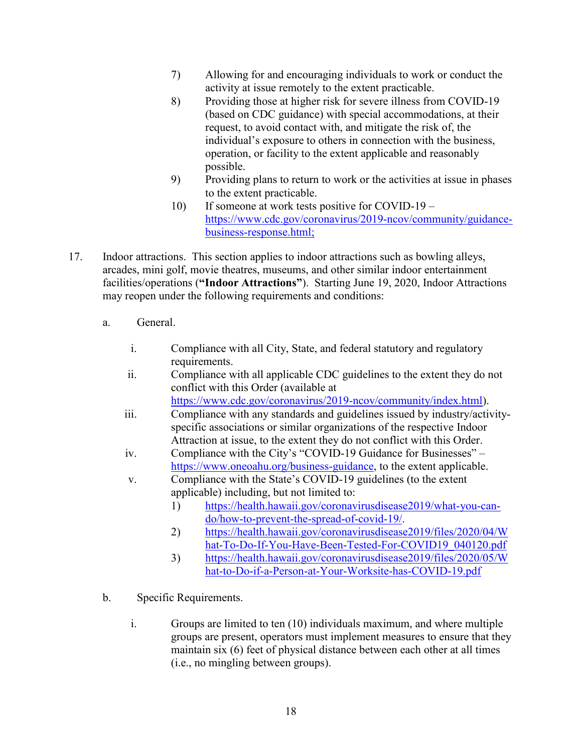7) Allowing for and encouraging individuals to work or conduct the activity at issue remotely to the extent practicable.
8) Providing those at higher risk for severe illness from COVID-19 (based on CDC guidance) with special accommodations, at their request, to avoid contact with, and mitigate the risk of, the individual's exposure to others in connection with the business, operation, or facility to the extent applicable and reasonably possible.
9) Providing plans to return to work or the activities at issue in phases to the extent practicable.
10) If someone at work tests positive for COVID-19 – https://www.cdc.gov/coronavirus/2019-ncov/community/guidance-business-response.html;

17. Indoor attractions. This section applies to indoor attractions such as bowling alleys, arcades, mini golf, movie theatres, museums, and other similar indoor entertainment facilities/operations (**"Indoor Attractions"**). Starting June 19, 2020, Indoor Attractions may reopen under the following requirements and conditions:

a. General.

i. Compliance with all City, State, and federal statutory and regulatory requirements.

ii. Compliance with all applicable CDC guidelines to the extent they do not conflict with this Order (available at https://www.cdc.gov/coronavirus/2019-ncov/community/index.html).

iii. Compliance with any standards and guidelines issued by industry/activity-specific associations or similar organizations of the respective Indoor Attraction at issue, to the extent they do not conflict with this Order.

iv. Compliance with the City's "COVID-19 Guidance for Businesses" – https://www.oneoahu.org/business-guidance, to the extent applicable.

v. Compliance with the State's COVID-19 guidelines (to the extent applicable) including, but not limited to:

1) https://health.hawaii.gov/coronavirusdisease2019/what-you-can-do/how-to-prevent-the-spread-of-covid-19/.
2) https://health.hawaii.gov/coronavirusdisease2019/files/2020/04/What-To-Do-If-You-Have-Been-Tested-For-COVID19_040120.pdf
3) https://health.hawaii.gov/coronavirusdisease2019/files/2020/05/What-to-Do-if-a-Person-at-Your-Worksite-has-COVID-19.pdf

b. Specific Requirements.

i. Groups are limited to ten (10) individuals maximum, and where multiple groups are present, operators must implement measures to ensure that they maintain six (6) feet of physical distance between each other at all times (i.e., no mingling between groups).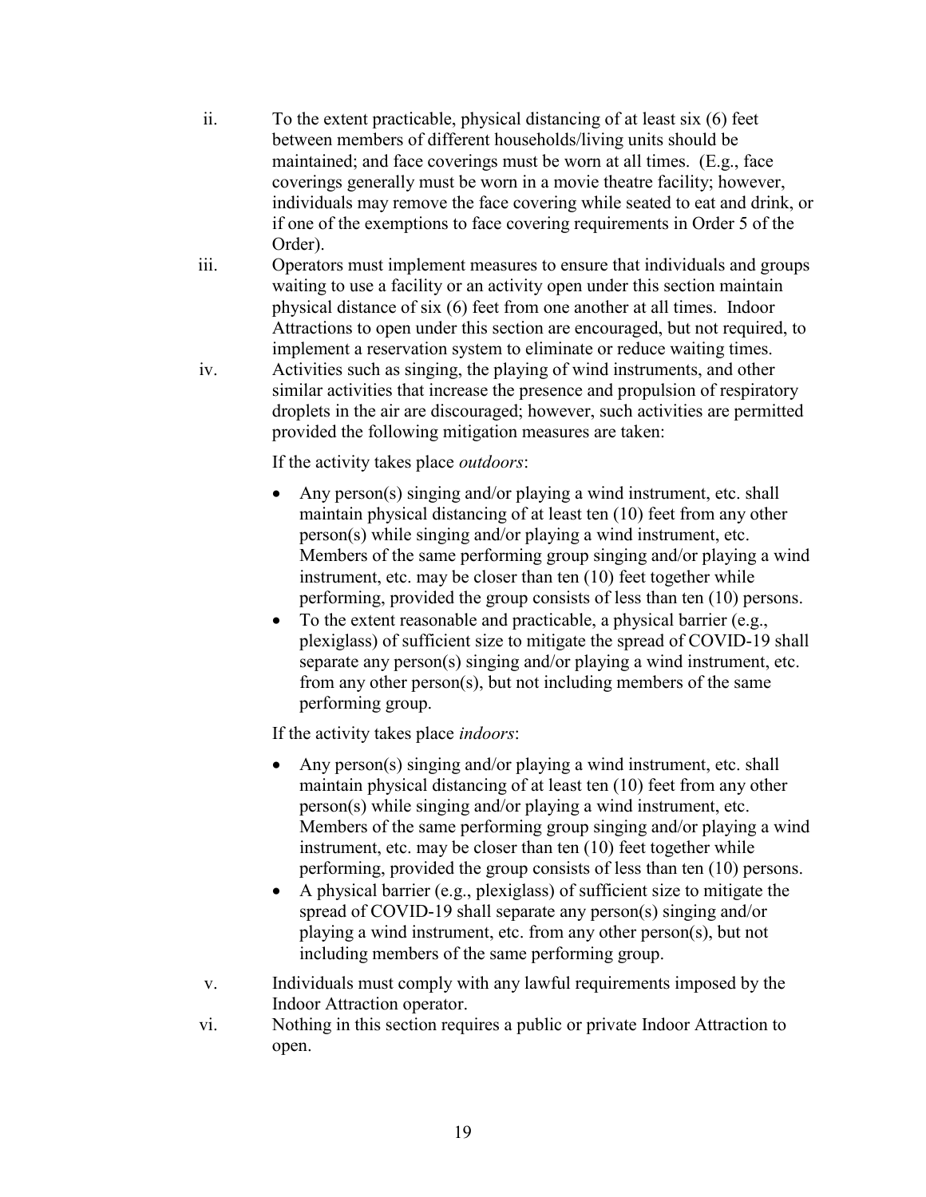ii. To the extent practicable, physical distancing of at least six (6) feet between members of different households/living units should be maintained; and face coverings must be worn at all times. (E.g., face coverings generally must be worn in a movie theatre facility; however, individuals may remove the face covering while seated to eat and drink, or if one of the exemptions to face covering requirements in Order 5 of the Order).

iii. Operators must implement measures to ensure that individuals and groups waiting to use a facility or an activity open under this section maintain physical distance of six (6) feet from one another at all times. Indoor Attractions to open under this section are encouraged, but not required, to implement a reservation system to eliminate or reduce waiting times.

iv. Activities such as singing, the playing of wind instruments, and other similar activities that increase the presence and propulsion of respiratory droplets in the air are discouraged; however, such activities are permitted provided the following mitigation measures are taken:

   If the activity takes place *outdoors*:

   - Any person(s) singing and/or playing a wind instrument, etc. shall maintain physical distancing of at least ten (10) feet from any other person(s) while singing and/or playing a wind instrument, etc. Members of the same performing group singing and/or playing a wind instrument, etc. may be closer than ten (10) feet together while performing, provided the group consists of less than ten (10) persons.
   - To the extent reasonable and practicable, a physical barrier (e.g., plexiglass) of sufficient size to mitigate the spread of COVID-19 shall separate any person(s) singing and/or playing a wind instrument, etc. from any other person(s), but not including members of the same performing group.

   If the activity takes place *indoors*:

   - Any person(s) singing and/or playing a wind instrument, etc. shall maintain physical distancing of at least ten (10) feet from any other person(s) while singing and/or playing a wind instrument, etc. Members of the same performing group singing and/or playing a wind instrument, etc. may be closer than ten (10) feet together while performing, provided the group consists of less than ten (10) persons.
   - A physical barrier (e.g., plexiglass) of sufficient size to mitigate the spread of COVID-19 shall separate any person(s) singing and/or playing a wind instrument, etc. from any other person(s), but not including members of the same performing group.

v. Individuals must comply with any lawful requirements imposed by the Indoor Attraction operator.

vi. Nothing in this section requires a public or private Indoor Attraction to open.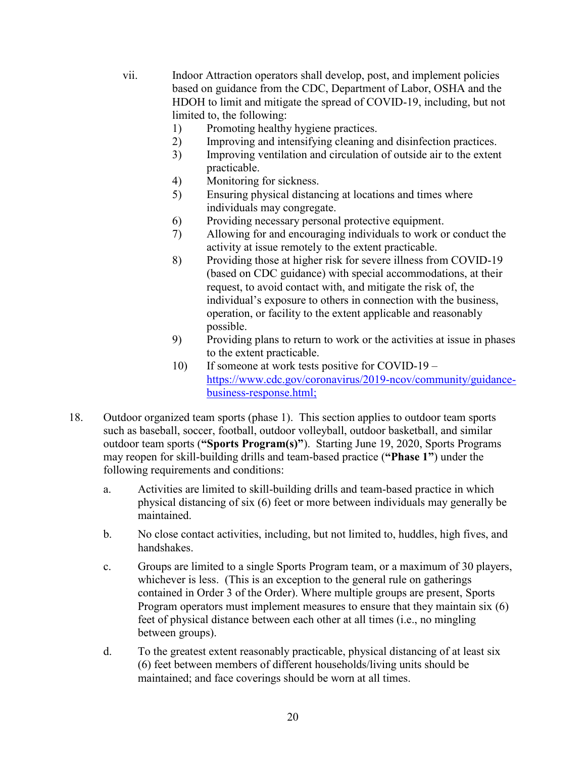vii. Indoor Attraction operators shall develop, post, and implement policies based on guidance from the CDC, Department of Labor, OSHA and the HDOH to limit and mitigate the spread of COVID-19, including, but not limited to, the following:

1) Promoting healthy hygiene practices.
2) Improving and intensifying cleaning and disinfection practices.
3) Improving ventilation and circulation of outside air to the extent practicable.
4) Monitoring for sickness.
5) Ensuring physical distancing at locations and times where individuals may congregate.
6) Providing necessary personal protective equipment.
7) Allowing for and encouraging individuals to work or conduct the activity at issue remotely to the extent practicable.
8) Providing those at higher risk for severe illness from COVID-19 (based on CDC guidance) with special accommodations, at their request, to avoid contact with, and mitigate the risk of, the individual's exposure to others in connection with the business, operation, or facility to the extent applicable and reasonably possible.
9) Providing plans to return to work or the activities at issue in phases to the extent practicable.
10) If someone at work tests positive for COVID-19 – https://www.cdc.gov/coronavirus/2019-ncov/community/guidance-business-response.html;

18. Outdoor organized team sports (phase 1). This section applies to outdoor team sports such as baseball, soccer, football, outdoor volleyball, outdoor basketball, and similar outdoor team sports (**"Sports Program(s)"**). Starting June 19, 2020, Sports Programs may reopen for skill-building drills and team-based practice (**"Phase 1"**) under the following requirements and conditions:

a. Activities are limited to skill-building drills and team-based practice in which physical distancing of six (6) feet or more between individuals may generally be maintained.

b. No close contact activities, including, but not limited to, huddles, high fives, and handshakes.

c. Groups are limited to a single Sports Program team, or a maximum of 30 players, whichever is less. (This is an exception to the general rule on gatherings contained in Order 3 of the Order). Where multiple groups are present, Sports Program operators must implement measures to ensure that they maintain six (6) feet of physical distance between each other at all times (i.e., no mingling between groups).

d. To the greatest extent reasonably practicable, physical distancing of at least six (6) feet between members of different households/living units should be maintained; and face coverings should be worn at all times.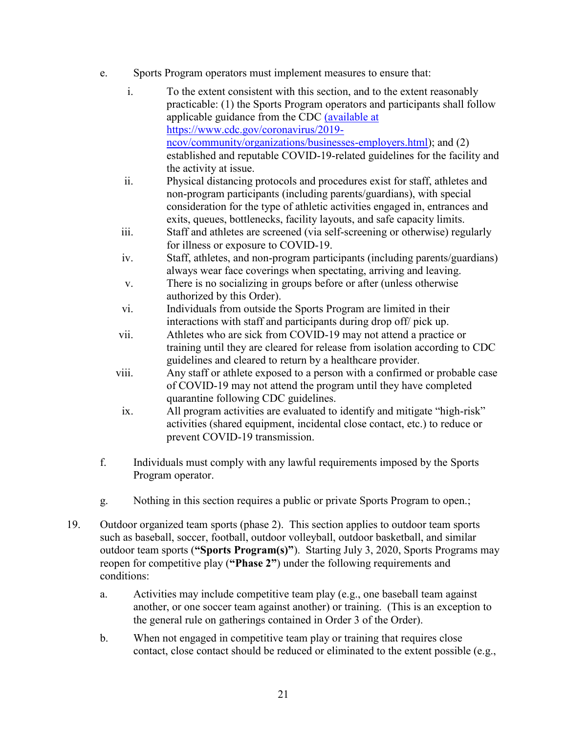e. Sports Program operators must implement measures to ensure that:

   i. To the extent consistent with this section, and to the extent reasonably practicable: (1) the Sports Program operators and participants shall follow applicable guidance from the CDC [(available at https://www.cdc.gov/coronavirus/2019-ncov/community/organizations/businesses-employers.html](https://www.cdc.gov/coronavirus/2019-ncov/community/organizations/businesses-employers.html)); and (2) established and reputable COVID-19-related guidelines for the facility and the activity at issue.

   ii. Physical distancing protocols and procedures exist for staff, athletes and non-program participants (including parents/guardians), with special consideration for the type of athletic activities engaged in, entrances and exits, queues, bottlenecks, facility layouts, and safe capacity limits.

   iii. Staff and athletes are screened (via self-screening or otherwise) regularly for illness or exposure to COVID-19.

   iv. Staff, athletes, and non-program participants (including parents/guardians) always wear face coverings when spectating, arriving and leaving.

   v. There is no socializing in groups before or after (unless otherwise authorized by this Order).

   vi. Individuals from outside the Sports Program are limited in their interactions with staff and participants during drop off/ pick up.

   vii. Athletes who are sick from COVID-19 may not attend a practice or training until they are cleared for release from isolation according to CDC guidelines and cleared to return by a healthcare provider.

   viii. Any staff or athlete exposed to a person with a confirmed or probable case of COVID-19 may not attend the program until they have completed quarantine following CDC guidelines.

   ix. All program activities are evaluated to identify and mitigate "high-risk" activities (shared equipment, incidental close contact, etc.) to reduce or prevent COVID-19 transmission.

f. Individuals must comply with any lawful requirements imposed by the Sports Program operator.

g. Nothing in this section requires a public or private Sports Program to open.;

19. Outdoor organized team sports (phase 2). This section applies to outdoor team sports such as baseball, soccer, football, outdoor volleyball, outdoor basketball, and similar outdoor team sports (**"Sports Program(s)"**). Starting July 3, 2020, Sports Programs may reopen for competitive play (**"Phase 2"**) under the following requirements and conditions:

   a. Activities may include competitive team play (e.g., one baseball team against another, or one soccer team against another) or training. (This is an exception to the general rule on gatherings contained in Order 3 of the Order).

   b. When not engaged in competitive team play or training that requires close contact, close contact should be reduced or eliminated to the extent possible (e.g.,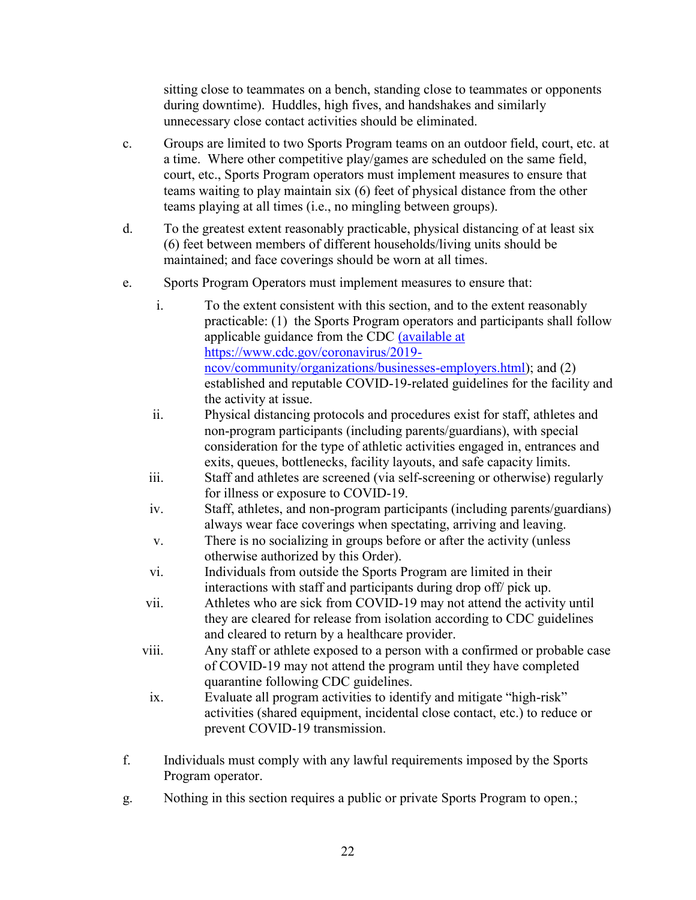sitting close to teammates on a bench, standing close to teammates or opponents during downtime). Huddles, high fives, and handshakes and similarly unnecessary close contact activities should be eliminated.

c. Groups are limited to two Sports Program teams on an outdoor field, court, etc. at a time. Where other competitive play/games are scheduled on the same field, court, etc., Sports Program operators must implement measures to ensure that teams waiting to play maintain six (6) feet of physical distance from the other teams playing at all times (i.e., no mingling between groups).

d. To the greatest extent reasonably practicable, physical distancing of at least six (6) feet between members of different households/living units should be maintained; and face coverings should be worn at all times.

e. Sports Program Operators must implement measures to ensure that:

   i. To the extent consistent with this section, and to the extent reasonably practicable: (1) the Sports Program operators and participants shall follow applicable guidance from the CDC [(available at https://www.cdc.gov/coronavirus/2019-ncov/community/organizations/businesses-employers.html](https://www.cdc.gov/coronavirus/2019-ncov/community/organizations/businesses-employers.html)); and (2) established and reputable COVID-19-related guidelines for the facility and the activity at issue.

   ii. Physical distancing protocols and procedures exist for staff, athletes and non-program participants (including parents/guardians), with special consideration for the type of athletic activities engaged in, entrances and exits, queues, bottlenecks, facility layouts, and safe capacity limits.

   iii. Staff and athletes are screened (via self-screening or otherwise) regularly for illness or exposure to COVID-19.

   iv. Staff, athletes, and non-program participants (including parents/guardians) always wear face coverings when spectating, arriving and leaving.

   v. There is no socializing in groups before or after the activity (unless otherwise authorized by this Order).

   vi. Individuals from outside the Sports Program are limited in their interactions with staff and participants during drop off/ pick up.

   vii. Athletes who are sick from COVID-19 may not attend the activity until they are cleared for release from isolation according to CDC guidelines and cleared to return by a healthcare provider.

   viii. Any staff or athlete exposed to a person with a confirmed or probable case of COVID-19 may not attend the program until they have completed quarantine following CDC guidelines.

   ix. Evaluate all program activities to identify and mitigate "high-risk" activities (shared equipment, incidental close contact, etc.) to reduce or prevent COVID-19 transmission.

f. Individuals must comply with any lawful requirements imposed by the Sports Program operator.

g. Nothing in this section requires a public or private Sports Program to open.;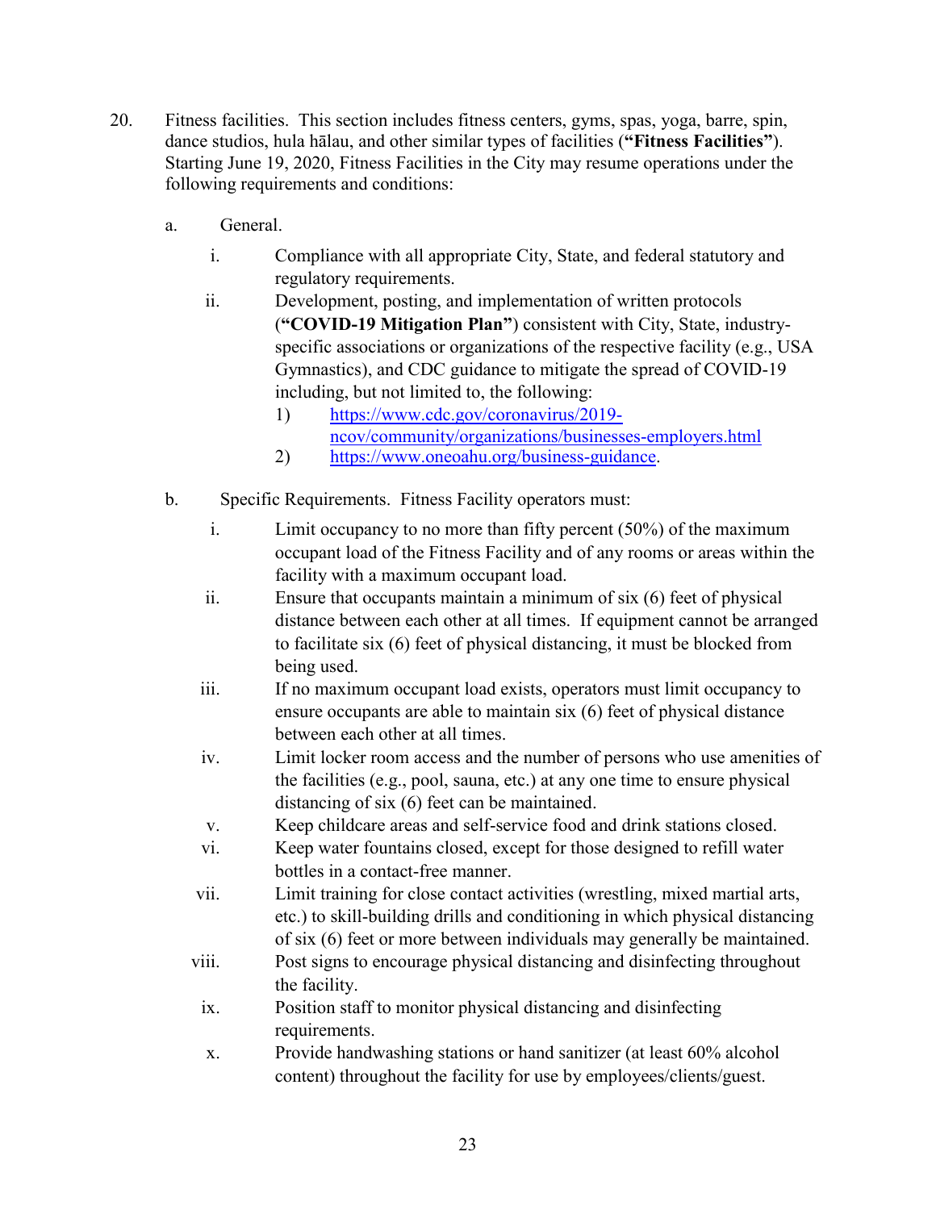20. Fitness facilities. This section includes fitness centers, gyms, spas, yoga, barre, spin, dance studios, hula hālau, and other similar types of facilities (**"Fitness Facilities"**). Starting June 19, 2020, Fitness Facilities in the City may resume operations under the following requirements and conditions:

   a. General.

      i. Compliance with all appropriate City, State, and federal statutory and regulatory requirements.

      ii. Development, posting, and implementation of written protocols (**"COVID-19 Mitigation Plan"**) consistent with City, State, industry-specific associations or organizations of the respective facility (e.g., USA Gymnastics), and CDC guidance to mitigate the spread of COVID-19 including, but not limited to, the following:

         1) https://www.cdc.gov/coronavirus/2019-ncov/community/organizations/businesses-employers.html

         2) https://www.oneoahu.org/business-guidance.

   b. Specific Requirements. Fitness Facility operators must:

      i. Limit occupancy to no more than fifty percent (50%) of the maximum occupant load of the Fitness Facility and of any rooms or areas within the facility with a maximum occupant load.

      ii. Ensure that occupants maintain a minimum of six (6) feet of physical distance between each other at all times. If equipment cannot be arranged to facilitate six (6) feet of physical distancing, it must be blocked from being used.

      iii. If no maximum occupant load exists, operators must limit occupancy to ensure occupants are able to maintain six (6) feet of physical distance between each other at all times.

      iv. Limit locker room access and the number of persons who use amenities of the facilities (e.g., pool, sauna, etc.) at any one time to ensure physical distancing of six (6) feet can be maintained.

      v. Keep childcare areas and self-service food and drink stations closed.

      vi. Keep water fountains closed, except for those designed to refill water bottles in a contact-free manner.

      vii. Limit training for close contact activities (wrestling, mixed martial arts, etc.) to skill-building drills and conditioning in which physical distancing of six (6) feet or more between individuals may generally be maintained.

      viii. Post signs to encourage physical distancing and disinfecting throughout the facility.

      ix. Position staff to monitor physical distancing and disinfecting requirements.

      x. Provide handwashing stations or hand sanitizer (at least 60% alcohol content) throughout the facility for use by employees/clients/guest.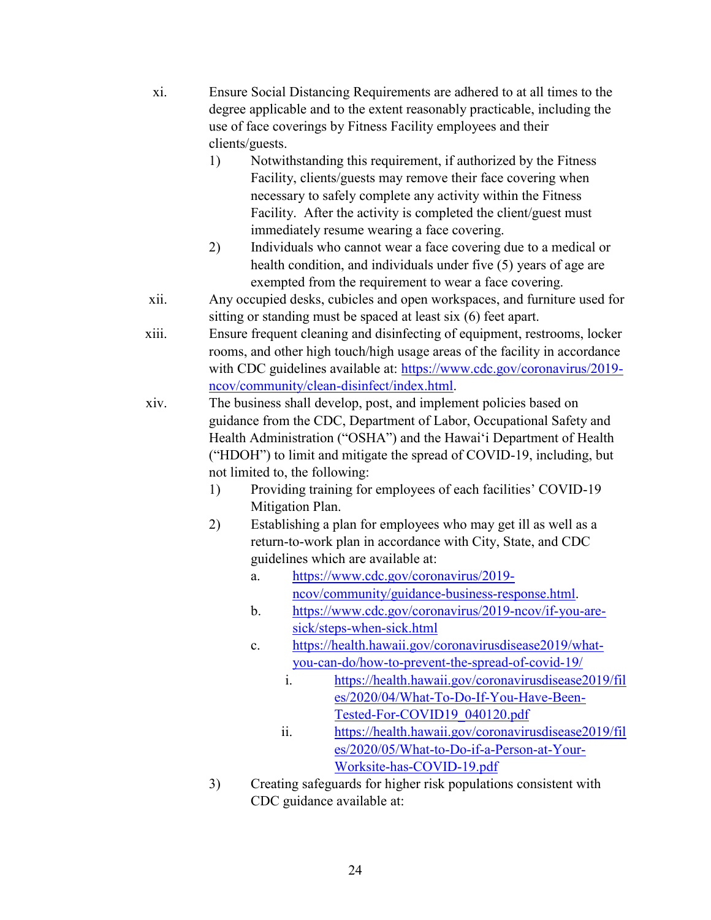xi. Ensure Social Distancing Requirements are adhered to at all times to the degree applicable and to the extent reasonably practicable, including the use of face coverings by Fitness Facility employees and their clients/guests.

   1) Notwithstanding this requirement, if authorized by the Fitness Facility, clients/guests may remove their face covering when necessary to safely complete any activity within the Fitness Facility. After the activity is completed the client/guest must immediately resume wearing a face covering.

   2) Individuals who cannot wear a face covering due to a medical or health condition, and individuals under five (5) years of age are exempted from the requirement to wear a face covering.

xii. Any occupied desks, cubicles and open workspaces, and furniture used for sitting or standing must be spaced at least six (6) feet apart.

xiii. Ensure frequent cleaning and disinfecting of equipment, restrooms, locker rooms, and other high touch/high usage areas of the facility in accordance with CDC guidelines available at: https://www.cdc.gov/coronavirus/2019-ncov/community/clean-disinfect/index.html.

xiv. The business shall develop, post, and implement policies based on guidance from the CDC, Department of Labor, Occupational Safety and Health Administration ("OSHA") and the Hawai'i Department of Health ("HDOH") to limit and mitigate the spread of COVID-19, including, but not limited to, the following:

   1) Providing training for employees of each facilities' COVID-19 Mitigation Plan.

   2) Establishing a plan for employees who may get ill as well as a return-to-work plan in accordance with City, State, and CDC guidelines which are available at:

      a. https://www.cdc.gov/coronavirus/2019-ncov/community/guidance-business-response.html.

      b. https://www.cdc.gov/coronavirus/2019-ncov/if-you-are-sick/steps-when-sick.html

      c. https://health.hawaii.gov/coronavirusdisease2019/what-you-can-do/how-to-prevent-the-spread-of-covid-19/

         i. https://health.hawaii.gov/coronavirusdisease2019/files/2020/04/What-To-Do-If-You-Have-Been-Tested-For-COVID19_040120.pdf

         ii. https://health.hawaii.gov/coronavirusdisease2019/files/2020/05/What-to-Do-if-a-Person-at-Your-Worksite-has-COVID-19.pdf

   3) Creating safeguards for higher risk populations consistent with CDC guidance available at: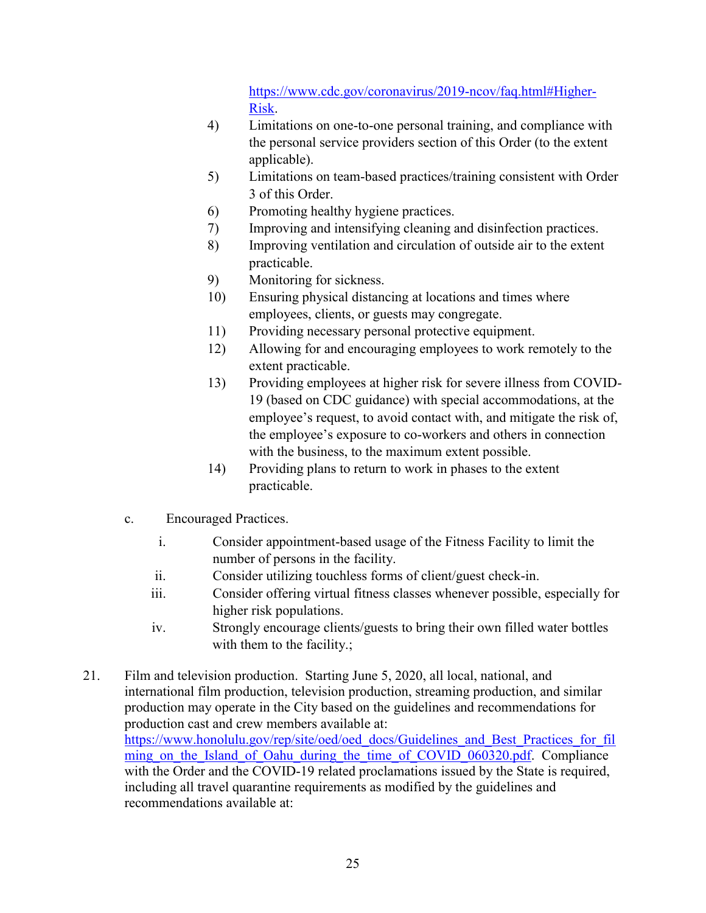https://www.cdc.gov/coronavirus/2019-ncov/faq.html#Higher-Risk.

4) Limitations on one-to-one personal training, and compliance with the personal service providers section of this Order (to the extent applicable).
5) Limitations on team-based practices/training consistent with Order 3 of this Order.
6) Promoting healthy hygiene practices.
7) Improving and intensifying cleaning and disinfection practices.
8) Improving ventilation and circulation of outside air to the extent practicable.
9) Monitoring for sickness.
10) Ensuring physical distancing at locations and times where employees, clients, or guests may congregate.
11) Providing necessary personal protective equipment.
12) Allowing for and encouraging employees to work remotely to the extent practicable.
13) Providing employees at higher risk for severe illness from COVID-19 (based on CDC guidance) with special accommodations, at the employee's request, to avoid contact with, and mitigate the risk of, the employee's exposure to co-workers and others in connection with the business, to the maximum extent possible.
14) Providing plans to return to work in phases to the extent practicable.

c. Encouraged Practices.

i. Consider appointment-based usage of the Fitness Facility to limit the number of persons in the facility.

ii. Consider utilizing touchless forms of client/guest check-in.

iii. Consider offering virtual fitness classes whenever possible, especially for higher risk populations.

iv. Strongly encourage clients/guests to bring their own filled water bottles with them to the facility.;

21. Film and television production. Starting June 5, 2020, all local, national, and international film production, television production, streaming production, and similar production may operate in the City based on the guidelines and recommendations for production cast and crew members available at: https://www.honolulu.gov/rep/site/oed/oed_docs/Guidelines_and_Best_Practices_for_filming_on_the_Island_of_Oahu_during_the_time_of_COVID_060320.pdf. Compliance with the Order and the COVID-19 related proclamations issued by the State is required, including all travel quarantine requirements as modified by the guidelines and recommendations available at: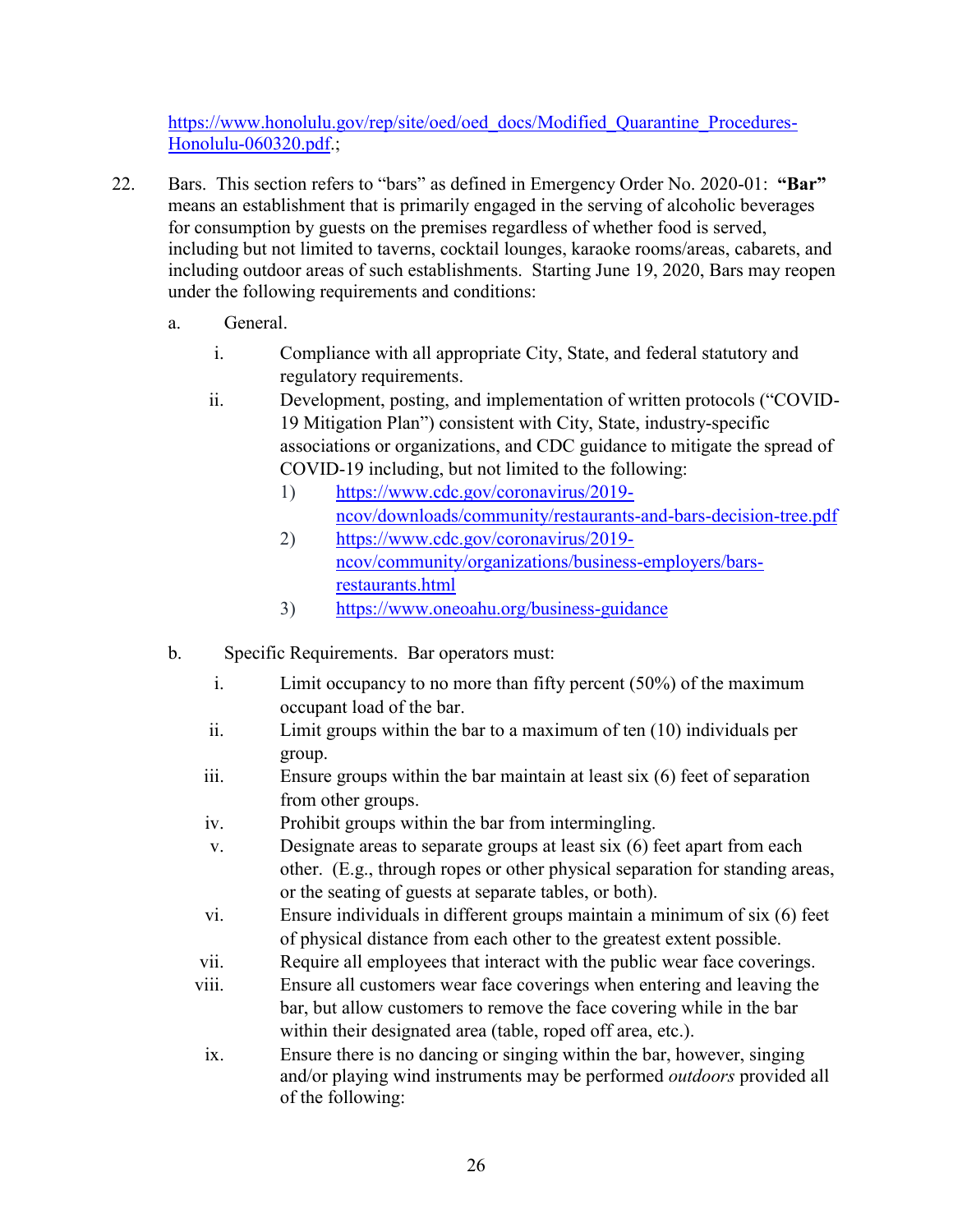https://www.honolulu.gov/rep/site/oed/oed_docs/Modified_Quarantine_Procedures-Honolulu-060320.pdf.;

22. Bars. This section refers to "bars" as defined in Emergency Order No. 2020-01: **"Bar"** means an establishment that is primarily engaged in the serving of alcoholic beverages for consumption by guests on the premises regardless of whether food is served, including but not limited to taverns, cocktail lounges, karaoke rooms/areas, cabarets, and including outdoor areas of such establishments. Starting June 19, 2020, Bars may reopen under the following requirements and conditions:

    a. General.

        i. Compliance with all appropriate City, State, and federal statutory and regulatory requirements.

        ii. Development, posting, and implementation of written protocols ("COVID-19 Mitigation Plan") consistent with City, State, industry-specific associations or organizations, and CDC guidance to mitigate the spread of COVID-19 including, but not limited to the following:

            1) https://www.cdc.gov/coronavirus/2019-ncov/downloads/community/restaurants-and-bars-decision-tree.pdf

            2) https://www.cdc.gov/coronavirus/2019-ncov/community/organizations/business-employers/bars-restaurants.html

            3) https://www.oneoahu.org/business-guidance

    b. Specific Requirements. Bar operators must:

        i. Limit occupancy to no more than fifty percent (50%) of the maximum occupant load of the bar.

        ii. Limit groups within the bar to a maximum of ten (10) individuals per group.

        iii. Ensure groups within the bar maintain at least six (6) feet of separation from other groups.

        iv. Prohibit groups within the bar from intermingling.

        v. Designate areas to separate groups at least six (6) feet apart from each other. (E.g., through ropes or other physical separation for standing areas, or the seating of guests at separate tables, or both).

        vi. Ensure individuals in different groups maintain a minimum of six (6) feet of physical distance from each other to the greatest extent possible.

        vii. Require all employees that interact with the public wear face coverings.

        viii. Ensure all customers wear face coverings when entering and leaving the bar, but allow customers to remove the face covering while in the bar within their designated area (table, roped off area, etc.).

        ix. Ensure there is no dancing or singing within the bar, however, singing and/or playing wind instruments may be performed *outdoors* provided all of the following: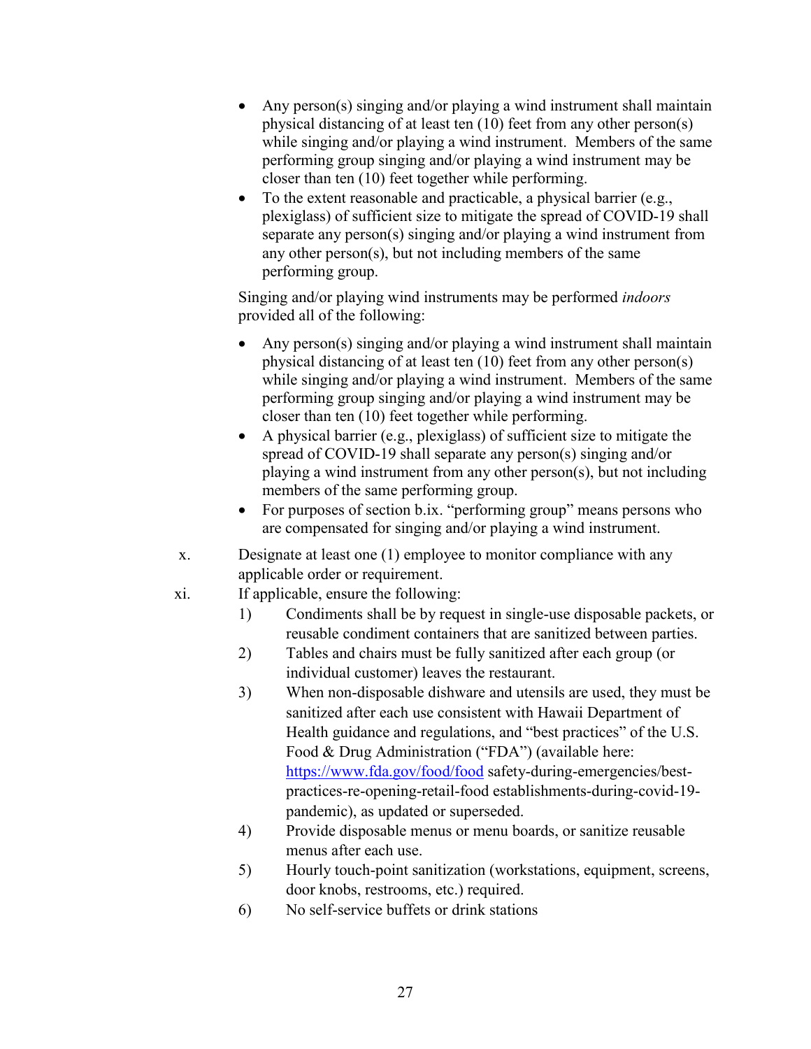- Any person(s) singing and/or playing a wind instrument shall maintain physical distancing of at least ten (10) feet from any other person(s) while singing and/or playing a wind instrument. Members of the same performing group singing and/or playing a wind instrument may be closer than ten (10) feet together while performing.
- To the extent reasonable and practicable, a physical barrier (e.g., plexiglass) of sufficient size to mitigate the spread of COVID-19 shall separate any person(s) singing and/or playing a wind instrument from any other person(s), but not including members of the same performing group.

Singing and/or playing wind instruments may be performed *indoors* provided all of the following:

- Any person(s) singing and/or playing a wind instrument shall maintain physical distancing of at least ten (10) feet from any other person(s) while singing and/or playing a wind instrument. Members of the same performing group singing and/or playing a wind instrument may be closer than ten (10) feet together while performing.
- A physical barrier (e.g., plexiglass) of sufficient size to mitigate the spread of COVID-19 shall separate any person(s) singing and/or playing a wind instrument from any other person(s), but not including members of the same performing group.
- For purposes of section b.ix. "performing group" means persons who are compensated for singing and/or playing a wind instrument.

x. Designate at least one (1) employee to monitor compliance with any applicable order or requirement.

xi. If applicable, ensure the following:

1) Condiments shall be by request in single-use disposable packets, or reusable condiment containers that are sanitized between parties.
2) Tables and chairs must be fully sanitized after each group (or individual customer) leaves the restaurant.
3) When non-disposable dishware and utensils are used, they must be sanitized after each use consistent with Hawaii Department of Health guidance and regulations, and "best practices" of the U.S. Food & Drug Administration ("FDA") (available here: [https://www.fda.gov/food/food](https://www.fda.gov/food/food) safety-during-emergencies/best-practices-re-opening-retail-food establishments-during-covid-19-pandemic), as updated or superseded.
4) Provide disposable menus or menu boards, or sanitize reusable menus after each use.
5) Hourly touch-point sanitization (workstations, equipment, screens, door knobs, restrooms, etc.) required.
6) No self-service buffets or drink stations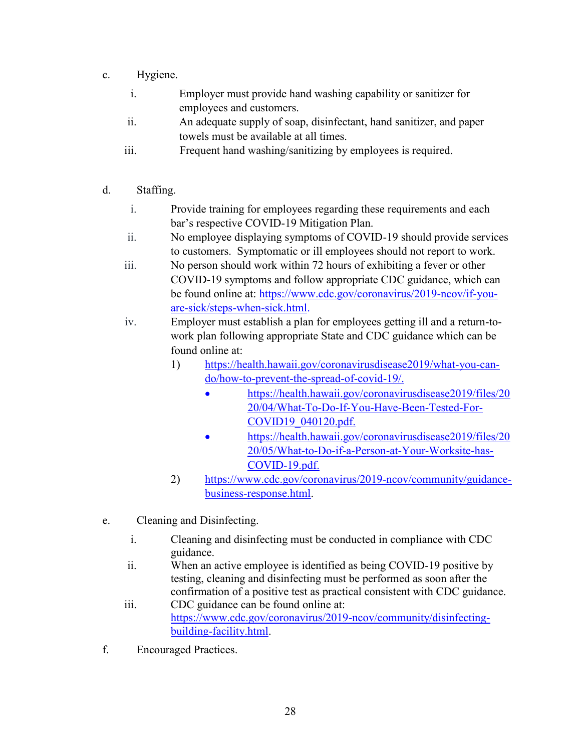c. Hygiene.

   i. Employer must provide hand washing capability or sanitizer for employees and customers.

   ii. An adequate supply of soap, disinfectant, hand sanitizer, and paper towels must be available at all times.

   iii. Frequent hand washing/sanitizing by employees is required.

d. Staffing.

   i. Provide training for employees regarding these requirements and each bar's respective COVID-19 Mitigation Plan.

   ii. No employee displaying symptoms of COVID-19 should provide services to customers. Symptomatic or ill employees should not report to work.

   iii. No person should work within 72 hours of exhibiting a fever or other COVID-19 symptoms and follow appropriate CDC guidance, which can be found online at: https://www.cdc.gov/coronavirus/2019-ncov/if-you-are-sick/steps-when-sick.html.

   iv. Employer must establish a plan for employees getting ill and a return-to-work plan following appropriate State and CDC guidance which can be found online at:

      1) https://health.hawaii.gov/coronavirusdisease2019/what-you-can-do/how-to-prevent-the-spread-of-covid-19/.
         - https://health.hawaii.gov/coronavirusdisease2019/files/2020/04/What-To-Do-If-You-Have-Been-Tested-For-COVID19_040120.pdf.
         - https://health.hawaii.gov/coronavirusdisease2019/files/2020/05/What-to-Do-if-a-Person-at-Your-Worksite-has-COVID-19.pdf.

      2) https://www.cdc.gov/coronavirus/2019-ncov/community/guidance-business-response.html.

e. Cleaning and Disinfecting.

   i. Cleaning and disinfecting must be conducted in compliance with CDC guidance.

   ii. When an active employee is identified as being COVID-19 positive by testing, cleaning and disinfecting must be performed as soon after the confirmation of a positive test as practical consistent with CDC guidance.

   iii. CDC guidance can be found online at: https://www.cdc.gov/coronavirus/2019-ncov/community/disinfecting-building-facility.html.

f. Encouraged Practices.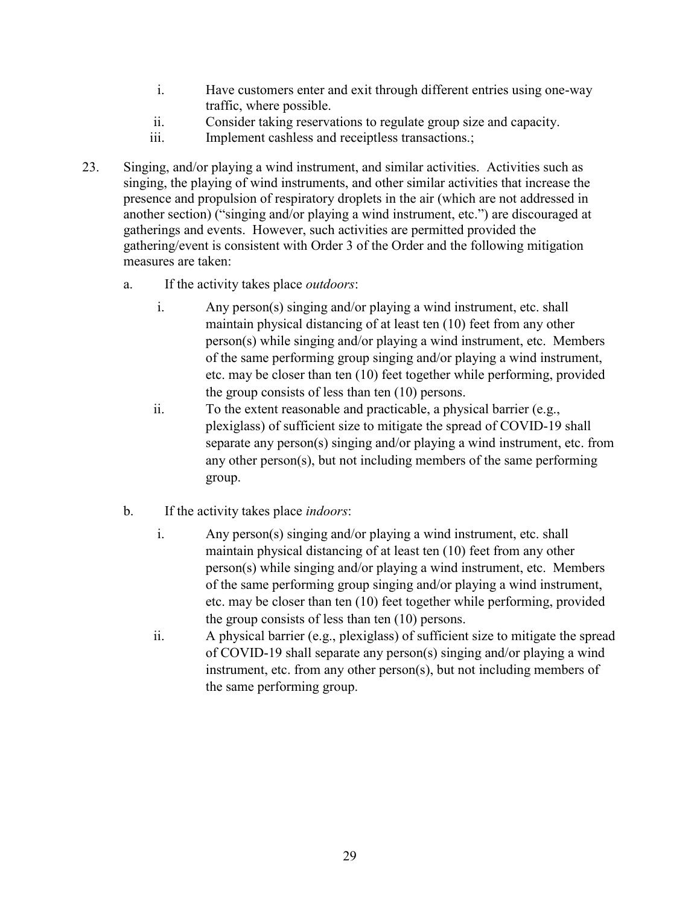i. Have customers enter and exit through different entries using one-way traffic, where possible.
ii. Consider taking reservations to regulate group size and capacity.
iii. Implement cashless and receiptless transactions.;

23. Singing, and/or playing a wind instrument, and similar activities. Activities such as singing, the playing of wind instruments, and other similar activities that increase the presence and propulsion of respiratory droplets in the air (which are not addressed in another section) ("singing and/or playing a wind instrument, etc.") are discouraged at gatherings and events. However, such activities are permitted provided the gathering/event is consistent with Order 3 of the Order and the following mitigation measures are taken:

   a. If the activity takes place *outdoors*:

      i. Any person(s) singing and/or playing a wind instrument, etc. shall maintain physical distancing of at least ten (10) feet from any other person(s) while singing and/or playing a wind instrument, etc. Members of the same performing group singing and/or playing a wind instrument, etc. may be closer than ten (10) feet together while performing, provided the group consists of less than ten (10) persons.
      ii. To the extent reasonable and practicable, a physical barrier (e.g., plexiglass) of sufficient size to mitigate the spread of COVID-19 shall separate any person(s) singing and/or playing a wind instrument, etc. from any other person(s), but not including members of the same performing group.

   b. If the activity takes place *indoors*:

      i. Any person(s) singing and/or playing a wind instrument, etc. shall maintain physical distancing of at least ten (10) feet from any other person(s) while singing and/or playing a wind instrument, etc. Members of the same performing group singing and/or playing a wind instrument, etc. may be closer than ten (10) feet together while performing, provided the group consists of less than ten (10) persons.
      ii. A physical barrier (e.g., plexiglass) of sufficient size to mitigate the spread of COVID-19 shall separate any person(s) singing and/or playing a wind instrument, etc. from any other person(s), but not including members of the same performing group.